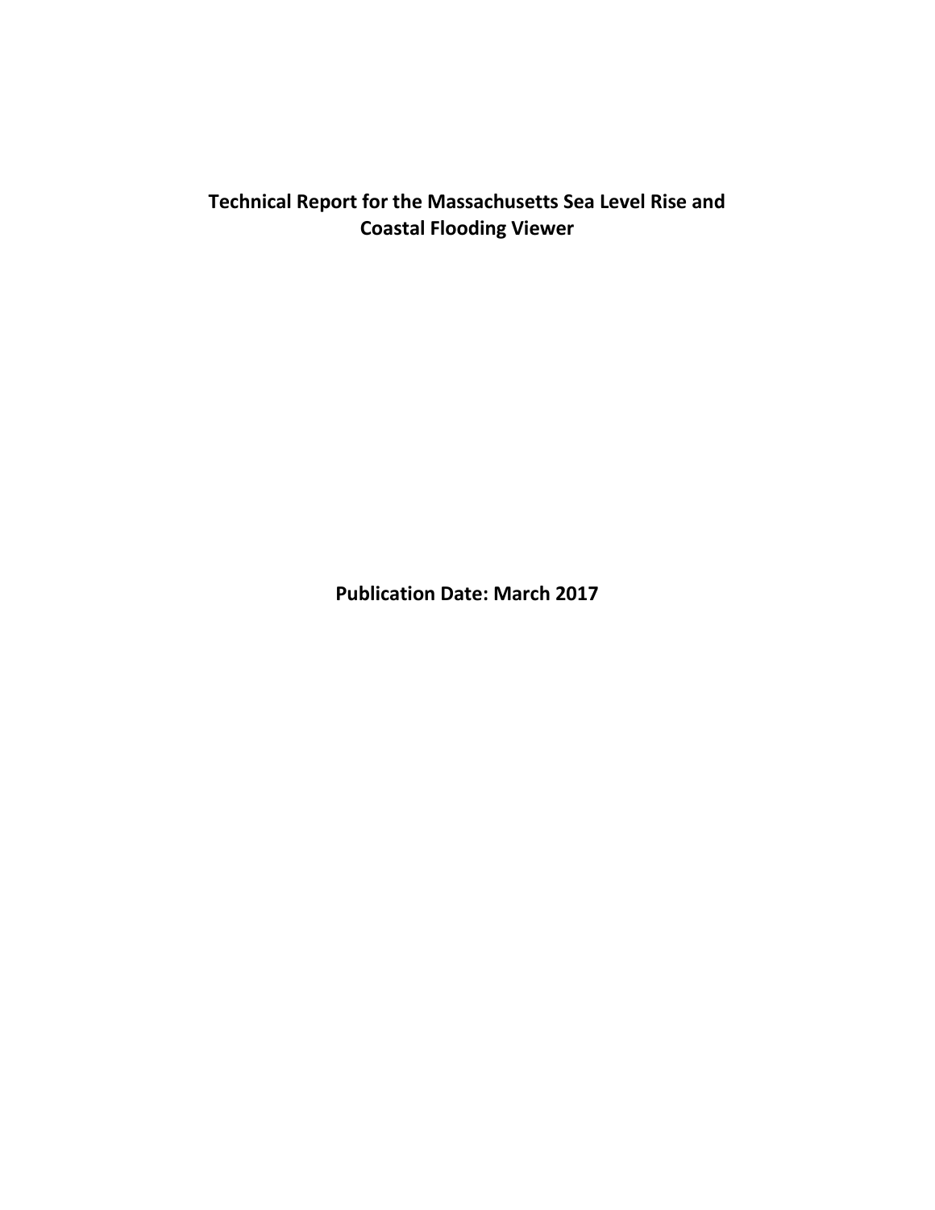# Technical Report for the Massachusetts Sea Level Rise and Coastal Flooding Viewer

**Publication Date: March 2017**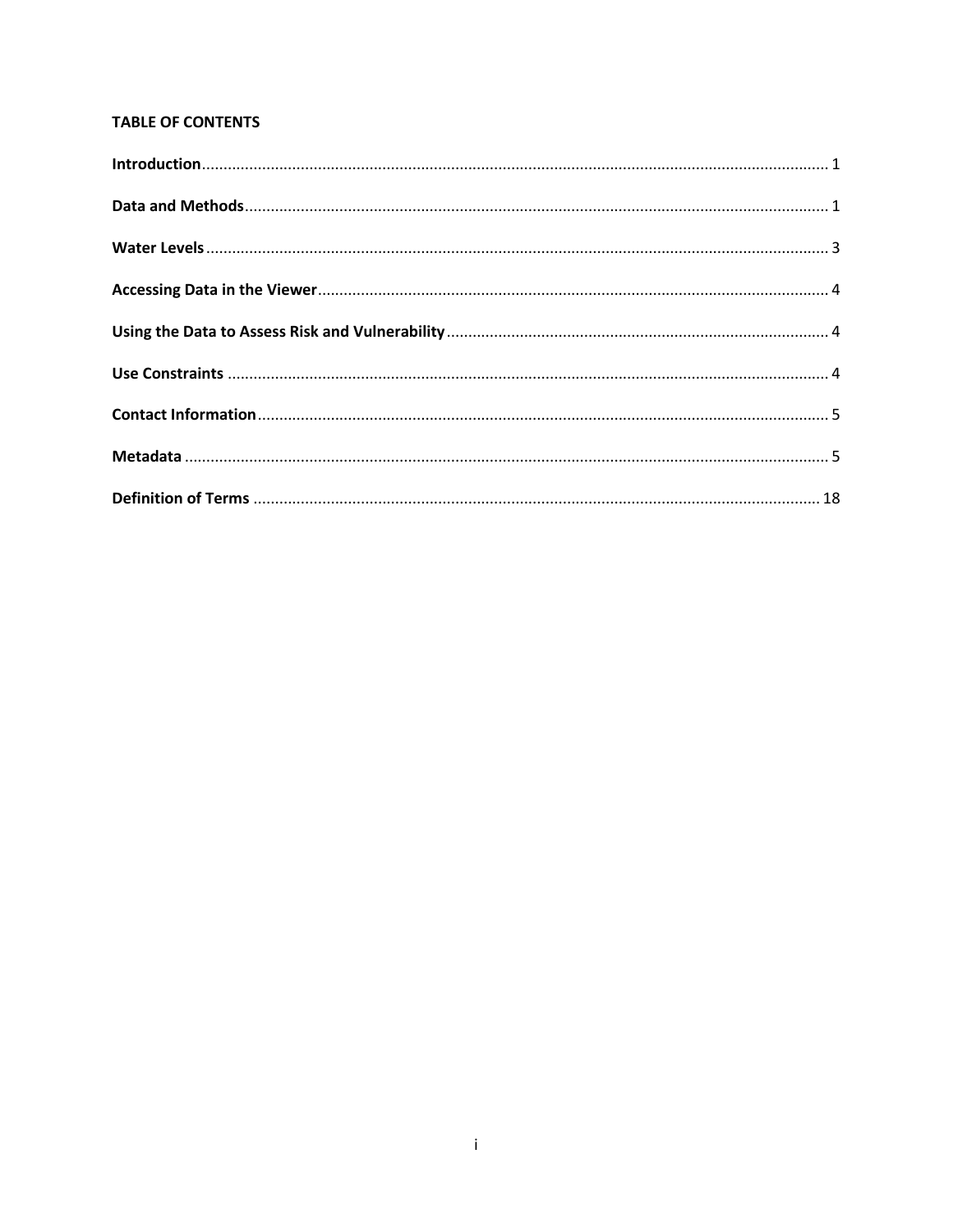**TABLE OF CONTENTS**

**Introduction** ........................................ 1

**Data and Methods** ........................................ 1

**Water Levels** ........................................ 3

**Accessing Data in the Viewer** ........................................ 4

**Using the Data to Assess Risk and Vulnerability** ........................................ 4

**Use Constraints** ........................................ 4

**Contact Information** ........................................ 5

**Metadata** ........................................ 5

**Definition of Terms** ........................................ 18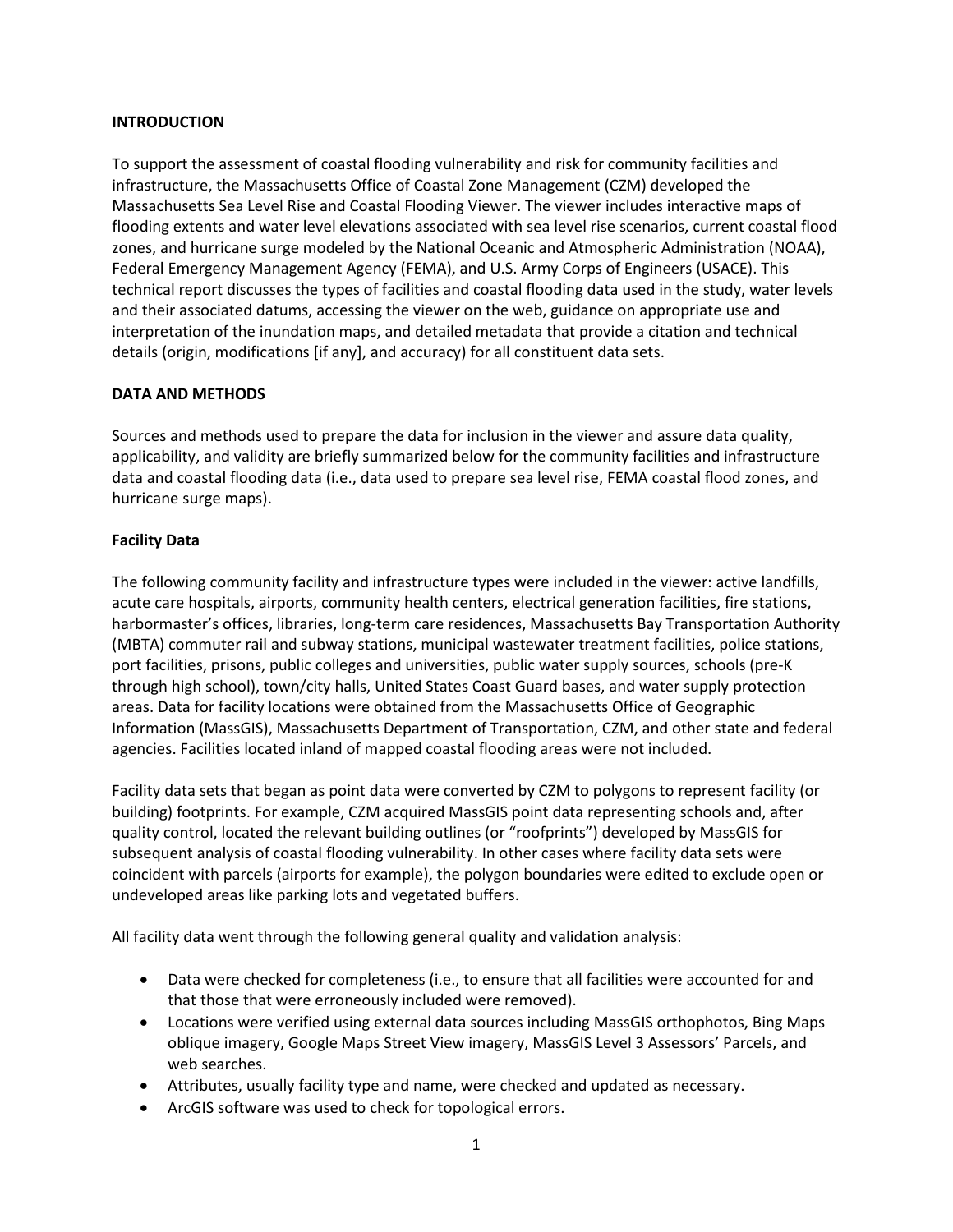## INTRODUCTION

To support the assessment of coastal flooding vulnerability and risk for community facilities and infrastructure, the Massachusetts Office of Coastal Zone Management (CZM) developed the Massachusetts Sea Level Rise and Coastal Flooding Viewer. The viewer includes interactive maps of flooding extents and water level elevations associated with sea level rise scenarios, current coastal flood zones, and hurricane surge modeled by the National Oceanic and Atmospheric Administration (NOAA), Federal Emergency Management Agency (FEMA), and U.S. Army Corps of Engineers (USACE). This technical report discusses the types of facilities and coastal flooding data used in the study, water levels and their associated datums, accessing the viewer on the web, guidance on appropriate use and interpretation of the inundation maps, and detailed metadata that provide a citation and technical details (origin, modifications [if any], and accuracy) for all constituent data sets.

## DATA AND METHODS

Sources and methods used to prepare the data for inclusion in the viewer and assure data quality, applicability, and validity are briefly summarized below for the community facilities and infrastructure data and coastal flooding data (i.e., data used to prepare sea level rise, FEMA coastal flood zones, and hurricane surge maps).

### Facility Data

The following community facility and infrastructure types were included in the viewer: active landfills, acute care hospitals, airports, community health centers, electrical generation facilities, fire stations, harbormaster's offices, libraries, long-term care residences, Massachusetts Bay Transportation Authority (MBTA) commuter rail and subway stations, municipal wastewater treatment facilities, police stations, port facilities, prisons, public colleges and universities, public water supply sources, schools (pre-K through high school), town/city halls, United States Coast Guard bases, and water supply protection areas. Data for facility locations were obtained from the Massachusetts Office of Geographic Information (MassGIS), Massachusetts Department of Transportation, CZM, and other state and federal agencies. Facilities located inland of mapped coastal flooding areas were not included.

Facility data sets that began as point data were converted by CZM to polygons to represent facility (or building) footprints. For example, CZM acquired MassGIS point data representing schools and, after quality control, located the relevant building outlines (or "roofprints") developed by MassGIS for subsequent analysis of coastal flooding vulnerability. In other cases where facility data sets were coincident with parcels (airports for example), the polygon boundaries were edited to exclude open or undeveloped areas like parking lots and vegetated buffers.

All facility data went through the following general quality and validation analysis:

- Data were checked for completeness (i.e., to ensure that all facilities were accounted for and that those that were erroneously included were removed).
- Locations were verified using external data sources including MassGIS orthophotos, Bing Maps oblique imagery, Google Maps Street View imagery, MassGIS Level 3 Assessors' Parcels, and web searches.
- Attributes, usually facility type and name, were checked and updated as necessary.
- ArcGIS software was used to check for topological errors.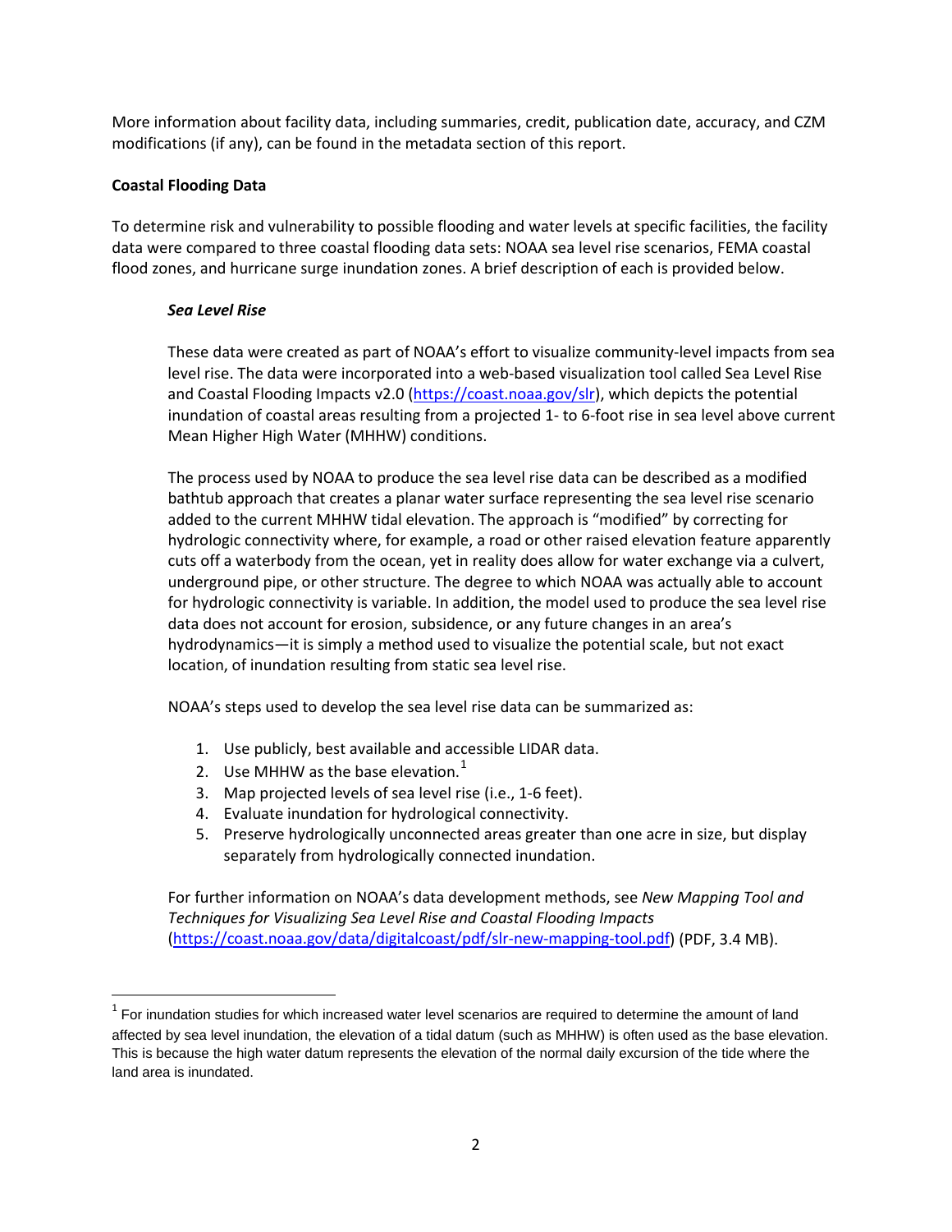More information about facility data, including summaries, credit, publication date, accuracy, and CZM modifications (if any), can be found in the metadata section of this report.

**Coastal Flooding Data**

To determine risk and vulnerability to possible flooding and water levels at specific facilities, the facility data were compared to three coastal flooding data sets: NOAA sea level rise scenarios, FEMA coastal flood zones, and hurricane surge inundation zones. A brief description of each is provided below.

***Sea Level Rise***

These data were created as part of NOAA's effort to visualize community-level impacts from sea level rise. The data were incorporated into a web-based visualization tool called Sea Level Rise and Coastal Flooding Impacts v2.0 (https://coast.noaa.gov/slr), which depicts the potential inundation of coastal areas resulting from a projected 1- to 6-foot rise in sea level above current Mean Higher High Water (MHHW) conditions.

The process used by NOAA to produce the sea level rise data can be described as a modified bathtub approach that creates a planar water surface representing the sea level rise scenario added to the current MHHW tidal elevation. The approach is "modified" by correcting for hydrologic connectivity where, for example, a road or other raised elevation feature apparently cuts off a waterbody from the ocean, yet in reality does allow for water exchange via a culvert, underground pipe, or other structure. The degree to which NOAA was actually able to account for hydrologic connectivity is variable. In addition, the model used to produce the sea level rise data does not account for erosion, subsidence, or any future changes in an area's hydrodynamics—it is simply a method used to visualize the potential scale, but not exact location, of inundation resulting from static sea level rise.

NOAA's steps used to develop the sea level rise data can be summarized as:

1. Use publicly, best available and accessible LIDAR data.
2. Use MHHW as the base elevation.[1]
3. Map projected levels of sea level rise (i.e., 1-6 feet).
4. Evaluate inundation for hydrological connectivity.
5. Preserve hydrologically unconnected areas greater than one acre in size, but display separately from hydrologically connected inundation.

For further information on NOAA's data development methods, see *New Mapping Tool and Techniques for Visualizing Sea Level Rise and Coastal Flooding Impacts* (https://coast.noaa.gov/data/digitalcoast/pdf/slr-new-mapping-tool.pdf) (PDF, 3.4 MB).

[1] For inundation studies for which increased water level scenarios are required to determine the amount of land affected by sea level inundation, the elevation of a tidal datum (such as MHHW) is often used as the base elevation. This is because the high water datum represents the elevation of the normal daily excursion of the tide where the land area is inundated.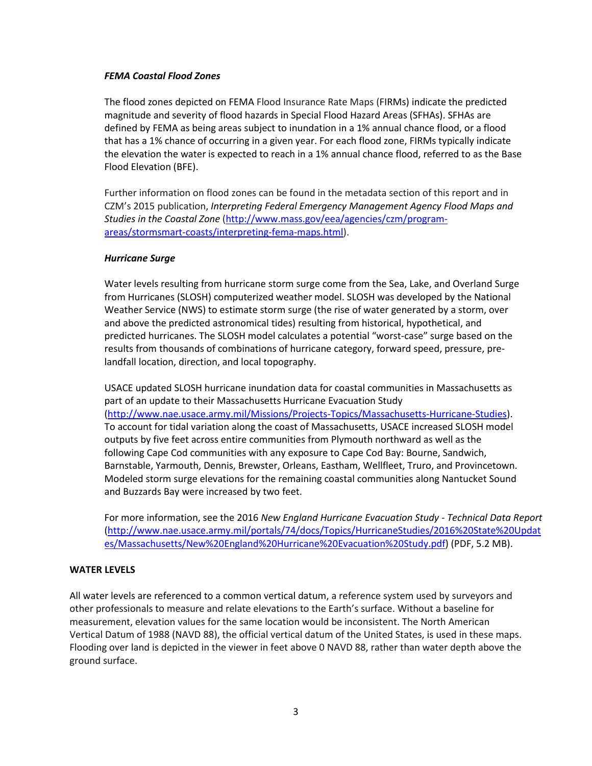### *FEMA Coastal Flood Zones*

The flood zones depicted on FEMA Flood Insurance Rate Maps (FIRMs) indicate the predicted magnitude and severity of flood hazards in Special Flood Hazard Areas (SFHAs). SFHAs are defined by FEMA as being areas subject to inundation in a 1% annual chance flood, or a flood that has a 1% chance of occurring in a given year. For each flood zone, FIRMs typically indicate the elevation the water is expected to reach in a 1% annual chance flood, referred to as the Base Flood Elevation (BFE).

Further information on flood zones can be found in the metadata section of this report and in CZM's 2015 publication, *Interpreting Federal Emergency Management Agency Flood Maps and Studies in the Coastal Zone* (http://www.mass.gov/eea/agencies/czm/program-areas/stormsmart-coasts/interpreting-fema-maps.html).

### *Hurricane Surge*

Water levels resulting from hurricane storm surge come from the Sea, Lake, and Overland Surge from Hurricanes (SLOSH) computerized weather model. SLOSH was developed by the National Weather Service (NWS) to estimate storm surge (the rise of water generated by a storm, over and above the predicted astronomical tides) resulting from historical, hypothetical, and predicted hurricanes. The SLOSH model calculates a potential "worst-case" surge based on the results from thousands of combinations of hurricane category, forward speed, pressure, pre-landfall location, direction, and local topography.

USACE updated SLOSH hurricane inundation data for coastal communities in Massachusetts as part of an update to their Massachusetts Hurricane Evacuation Study (http://www.nae.usace.army.mil/Missions/Projects-Topics/Massachusetts-Hurricane-Studies). To account for tidal variation along the coast of Massachusetts, USACE increased SLOSH model outputs by five feet across entire communities from Plymouth northward as well as the following Cape Cod communities with any exposure to Cape Cod Bay: Bourne, Sandwich, Barnstable, Yarmouth, Dennis, Brewster, Orleans, Eastham, Wellfleet, Truro, and Provincetown. Modeled storm surge elevations for the remaining coastal communities along Nantucket Sound and Buzzards Bay were increased by two feet.

For more information, see the 2016 *New England Hurricane Evacuation Study - Technical Data Report* (http://www.nae.usace.army.mil/portals/74/docs/Topics/HurricaneStudies/2016%20State%20Updates/Massachusetts/New%20England%20Hurricane%20Evacuation%20Study.pdf) (PDF, 5.2 MB).

## WATER LEVELS

All water levels are referenced to a common vertical datum, a reference system used by surveyors and other professionals to measure and relate elevations to the Earth's surface. Without a baseline for measurement, elevation values for the same location would be inconsistent. The North American Vertical Datum of 1988 (NAVD 88), the official vertical datum of the United States, is used in these maps. Flooding over land is depicted in the viewer in feet above 0 NAVD 88, rather than water depth above the ground surface.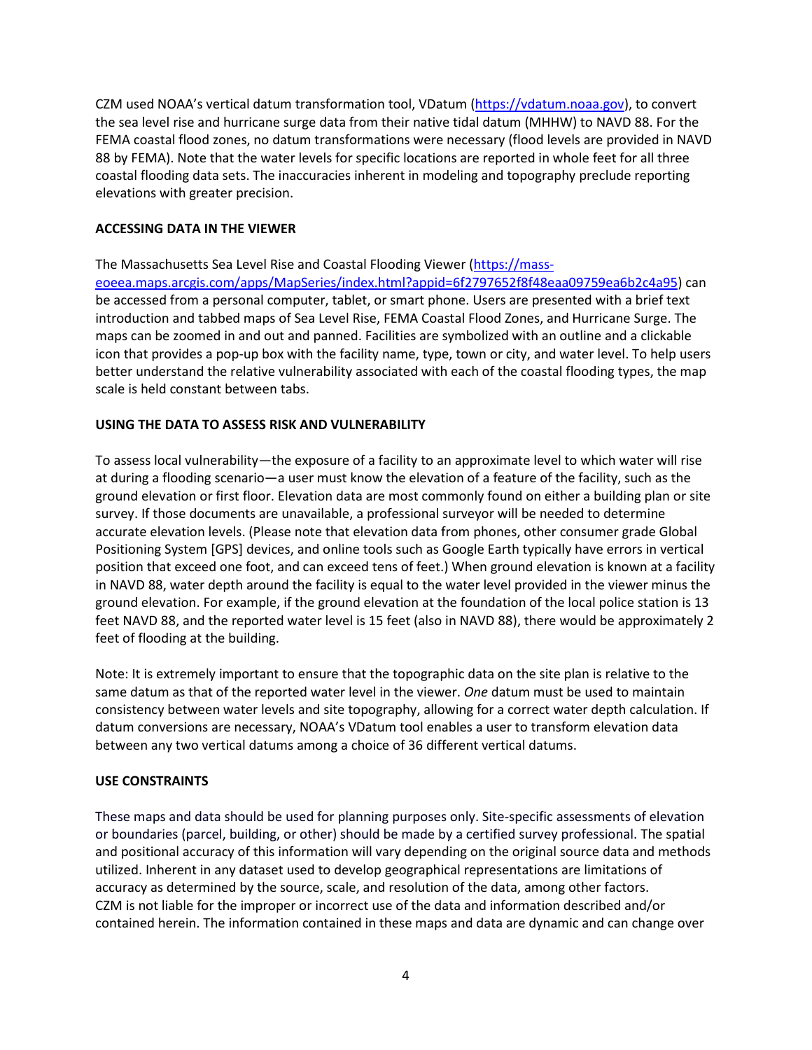CZM used NOAA's vertical datum transformation tool, VDatum (https://vdatum.noaa.gov), to convert the sea level rise and hurricane surge data from their native tidal datum (MHHW) to NAVD 88. For the FEMA coastal flood zones, no datum transformations were necessary (flood levels are provided in NAVD 88 by FEMA). Note that the water levels for specific locations are reported in whole feet for all three coastal flooding data sets. The inaccuracies inherent in modeling and topography preclude reporting elevations with greater precision.

## ACCESSING DATA IN THE VIEWER

The Massachusetts Sea Level Rise and Coastal Flooding Viewer (https://mass-eoeea.maps.arcgis.com/apps/MapSeries/index.html?appid=6f2797652f8f48eaa09759ea6b2c4a95) can be accessed from a personal computer, tablet, or smart phone. Users are presented with a brief text introduction and tabbed maps of Sea Level Rise, FEMA Coastal Flood Zones, and Hurricane Surge. The maps can be zoomed in and out and panned. Facilities are symbolized with an outline and a clickable icon that provides a pop-up box with the facility name, type, town or city, and water level. To help users better understand the relative vulnerability associated with each of the coastal flooding types, the map scale is held constant between tabs.

## USING THE DATA TO ASSESS RISK AND VULNERABILITY

To assess local vulnerability—the exposure of a facility to an approximate level to which water will rise at during a flooding scenario—a user must know the elevation of a feature of the facility, such as the ground elevation or first floor. Elevation data are most commonly found on either a building plan or site survey. If those documents are unavailable, a professional surveyor will be needed to determine accurate elevation levels. (Please note that elevation data from phones, other consumer grade Global Positioning System [GPS] devices, and online tools such as Google Earth typically have errors in vertical position that exceed one foot, and can exceed tens of feet.) When ground elevation is known at a facility in NAVD 88, water depth around the facility is equal to the water level provided in the viewer minus the ground elevation. For example, if the ground elevation at the foundation of the local police station is 13 feet NAVD 88, and the reported water level is 15 feet (also in NAVD 88), there would be approximately 2 feet of flooding at the building.

Note: It is extremely important to ensure that the topographic data on the site plan is relative to the same datum as that of the reported water level in the viewer. *One* datum must be used to maintain consistency between water levels and site topography, allowing for a correct water depth calculation. If datum conversions are necessary, NOAA's VDatum tool enables a user to transform elevation data between any two vertical datums among a choice of 36 different vertical datums.

## USE CONSTRAINTS

These maps and data should be used for planning purposes only. Site-specific assessments of elevation or boundaries (parcel, building, or other) should be made by a certified survey professional. The spatial and positional accuracy of this information will vary depending on the original source data and methods utilized. Inherent in any dataset used to develop geographical representations are limitations of accuracy as determined by the source, scale, and resolution of the data, among other factors. CZM is not liable for the improper or incorrect use of the data and information described and/or contained herein. The information contained in these maps and data are dynamic and can change over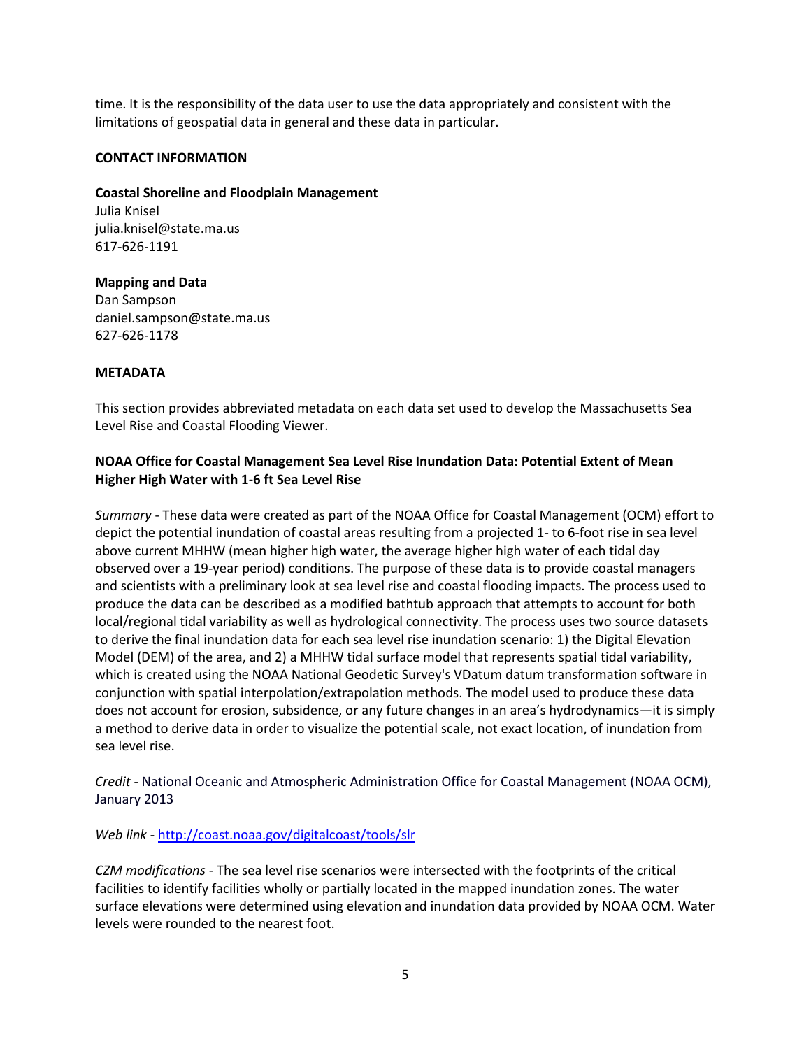time. It is the responsibility of the data user to use the data appropriately and consistent with the limitations of geospatial data in general and these data in particular.

**CONTACT INFORMATION**

**Coastal Shoreline and Floodplain Management**
Julia Knisel
julia.knisel@state.ma.us
617-626-1191

**Mapping and Data**
Dan Sampson
daniel.sampson@state.ma.us
627-626-1178

**METADATA**

This section provides abbreviated metadata on each data set used to develop the Massachusetts Sea Level Rise and Coastal Flooding Viewer.

**NOAA Office for Coastal Management Sea Level Rise Inundation Data: Potential Extent of Mean Higher High Water with 1-6 ft Sea Level Rise**

*Summary* - These data were created as part of the NOAA Office for Coastal Management (OCM) effort to depict the potential inundation of coastal areas resulting from a projected 1- to 6-foot rise in sea level above current MHHW (mean higher high water, the average higher high water of each tidal day observed over a 19-year period) conditions. The purpose of these data is to provide coastal managers and scientists with a preliminary look at sea level rise and coastal flooding impacts. The process used to produce the data can be described as a modified bathtub approach that attempts to account for both local/regional tidal variability as well as hydrological connectivity. The process uses two source datasets to derive the final inundation data for each sea level rise inundation scenario: 1) the Digital Elevation Model (DEM) of the area, and 2) a MHHW tidal surface model that represents spatial tidal variability, which is created using the NOAA National Geodetic Survey's VDatum datum transformation software in conjunction with spatial interpolation/extrapolation methods. The model used to produce these data does not account for erosion, subsidence, or any future changes in an area's hydrodynamics—it is simply a method to derive data in order to visualize the potential scale, not exact location, of inundation from sea level rise.

*Credit* - National Oceanic and Atmospheric Administration Office for Coastal Management (NOAA OCM), January 2013

*Web link* - http://coast.noaa.gov/digitalcoast/tools/slr

*CZM modifications* - The sea level rise scenarios were intersected with the footprints of the critical facilities to identify facilities wholly or partially located in the mapped inundation zones. The water surface elevations were determined using elevation and inundation data provided by NOAA OCM. Water levels were rounded to the nearest foot.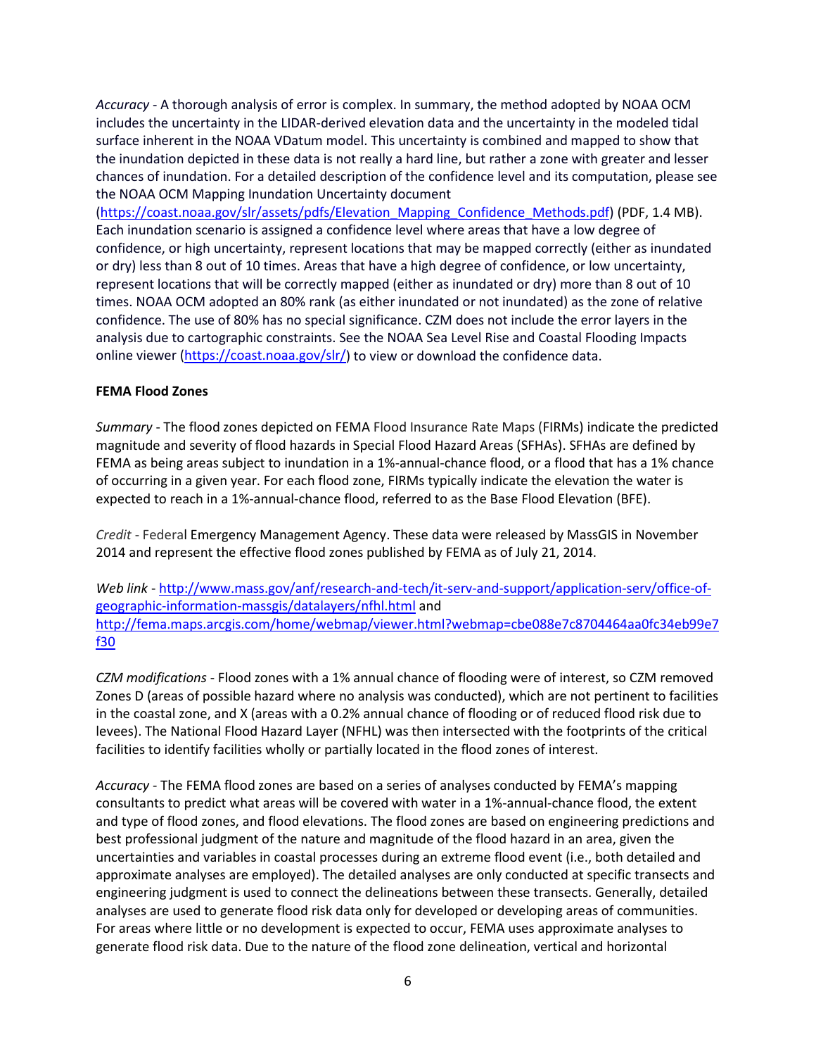*Accuracy* - A thorough analysis of error is complex. In summary, the method adopted by NOAA OCM includes the uncertainty in the LIDAR-derived elevation data and the uncertainty in the modeled tidal surface inherent in the NOAA VDatum model. This uncertainty is combined and mapped to show that the inundation depicted in these data is not really a hard line, but rather a zone with greater and lesser chances of inundation. For a detailed description of the confidence level and its computation, please see the NOAA OCM Mapping Inundation Uncertainty document (https://coast.noaa.gov/slr/assets/pdfs/Elevation_Mapping_Confidence_Methods.pdf) (PDF, 1.4 MB). Each inundation scenario is assigned a confidence level where areas that have a low degree of confidence, or high uncertainty, represent locations that may be mapped correctly (either as inundated or dry) less than 8 out of 10 times. Areas that have a high degree of confidence, or low uncertainty, represent locations that will be correctly mapped (either as inundated or dry) more than 8 out of 10 times. NOAA OCM adopted an 80% rank (as either inundated or not inundated) as the zone of relative confidence. The use of 80% has no special significance. CZM does not include the error layers in the analysis due to cartographic constraints. See the NOAA Sea Level Rise and Coastal Flooding Impacts online viewer (https://coast.noaa.gov/slr/) to view or download the confidence data.

**FEMA Flood Zones**

*Summary* - The flood zones depicted on FEMA Flood Insurance Rate Maps (FIRMs) indicate the predicted magnitude and severity of flood hazards in Special Flood Hazard Areas (SFHAs). SFHAs are defined by FEMA as being areas subject to inundation in a 1%-annual-chance flood, or a flood that has a 1% chance of occurring in a given year. For each flood zone, FIRMs typically indicate the elevation the water is expected to reach in a 1%-annual-chance flood, referred to as the Base Flood Elevation (BFE).

*Credit* - Federal Emergency Management Agency. These data were released by MassGIS in November 2014 and represent the effective flood zones published by FEMA as of July 21, 2014.

*Web link* - http://www.mass.gov/anf/research-and-tech/it-serv-and-support/application-serv/office-of-geographic-information-massgis/datalayers/nfhl.html and http://fema.maps.arcgis.com/home/webmap/viewer.html?webmap=cbe088e7c8704464aa0fc34eb99e7f30

*CZM modifications* - Flood zones with a 1% annual chance of flooding were of interest, so CZM removed Zones D (areas of possible hazard where no analysis was conducted), which are not pertinent to facilities in the coastal zone, and X (areas with a 0.2% annual chance of flooding or of reduced flood risk due to levees). The National Flood Hazard Layer (NFHL) was then intersected with the footprints of the critical facilities to identify facilities wholly or partially located in the flood zones of interest.

*Accuracy* - The FEMA flood zones are based on a series of analyses conducted by FEMA's mapping consultants to predict what areas will be covered with water in a 1%-annual-chance flood, the extent and type of flood zones, and flood elevations. The flood zones are based on engineering predictions and best professional judgment of the nature and magnitude of the flood hazard in an area, given the uncertainties and variables in coastal processes during an extreme flood event (i.e., both detailed and approximate analyses are employed). The detailed analyses are only conducted at specific transects and engineering judgment is used to connect the delineations between these transects. Generally, detailed analyses are used to generate flood risk data only for developed or developing areas of communities. For areas where little or no development is expected to occur, FEMA uses approximate analyses to generate flood risk data. Due to the nature of the flood zone delineation, vertical and horizontal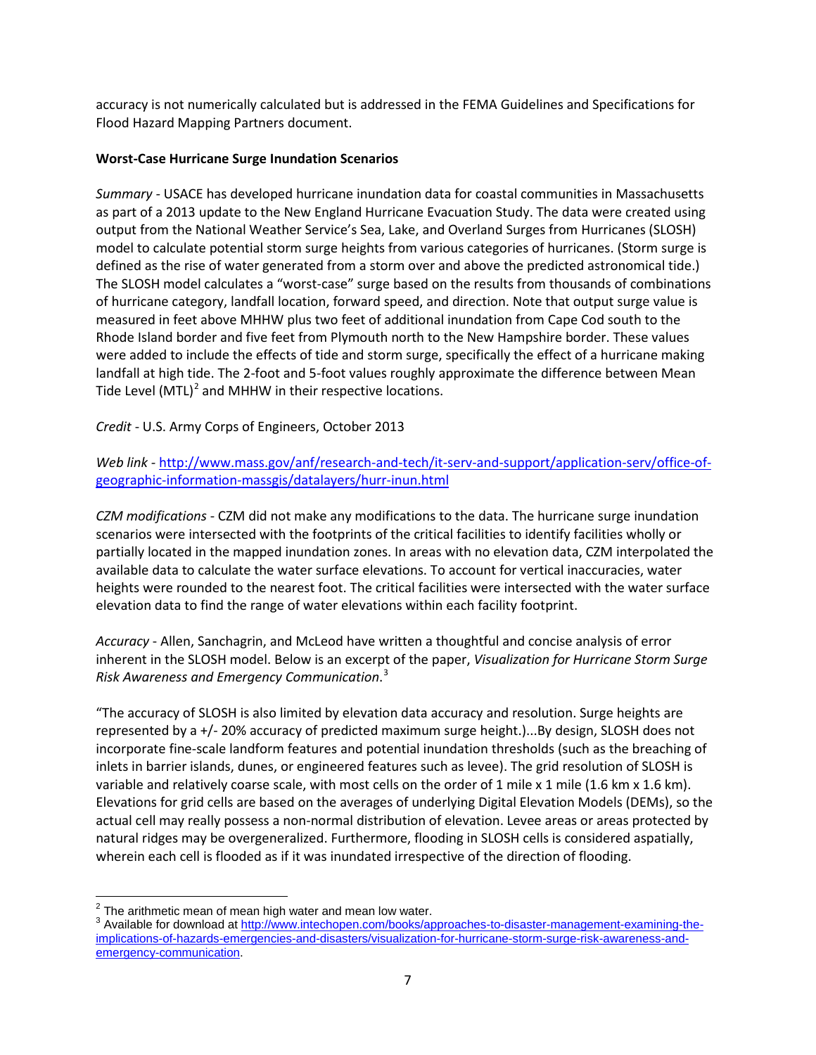accuracy is not numerically calculated but is addressed in the FEMA Guidelines and Specifications for Flood Hazard Mapping Partners document.

**Worst-Case Hurricane Surge Inundation Scenarios**

*Summary* - USACE has developed hurricane inundation data for coastal communities in Massachusetts as part of a 2013 update to the New England Hurricane Evacuation Study. The data were created using output from the National Weather Service's Sea, Lake, and Overland Surges from Hurricanes (SLOSH) model to calculate potential storm surge heights from various categories of hurricanes. (Storm surge is defined as the rise of water generated from a storm over and above the predicted astronomical tide.) The SLOSH model calculates a "worst-case" surge based on the results from thousands of combinations of hurricane category, landfall location, forward speed, and direction. Note that output surge value is measured in feet above MHHW plus two feet of additional inundation from Cape Cod south to the Rhode Island border and five feet from Plymouth north to the New Hampshire border. These values were added to include the effects of tide and storm surge, specifically the effect of a hurricane making landfall at high tide. The 2-foot and 5-foot values roughly approximate the difference between Mean Tide Level (MTL)[2] and MHHW in their respective locations.

*Credit* - U.S. Army Corps of Engineers, October 2013

*Web link* - [http://www.mass.gov/anf/research-and-tech/it-serv-and-support/application-serv/office-of-geographic-information-massgis/datalayers/hurr-inun.html](http://www.mass.gov/anf/research-and-tech/it-serv-and-support/application-serv/office-of-geographic-information-massgis/datalayers/hurr-inun.html)

*CZM modifications* - CZM did not make any modifications to the data. The hurricane surge inundation scenarios were intersected with the footprints of the critical facilities to identify facilities wholly or partially located in the mapped inundation zones. In areas with no elevation data, CZM interpolated the available data to calculate the water surface elevations. To account for vertical inaccuracies, water heights were rounded to the nearest foot. The critical facilities were intersected with the water surface elevation data to find the range of water elevations within each facility footprint.

*Accuracy* - Allen, Sanchagrin, and McLeod have written a thoughtful and concise analysis of error inherent in the SLOSH model. Below is an excerpt of the paper, *Visualization for Hurricane Storm Surge Risk Awareness and Emergency Communication*.[3]

"The accuracy of SLOSH is also limited by elevation data accuracy and resolution. Surge heights are represented by a +/- 20% accuracy of predicted maximum surge height.)...By design, SLOSH does not incorporate fine-scale landform features and potential inundation thresholds (such as the breaching of inlets in barrier islands, dunes, or engineered features such as levee). The grid resolution of SLOSH is variable and relatively coarse scale, with most cells on the order of 1 mile x 1 mile (1.6 km x 1.6 km). Elevations for grid cells are based on the averages of underlying Digital Elevation Models (DEMs), so the actual cell may really possess a non-normal distribution of elevation. Levee areas or areas protected by natural ridges may be overgeneralized. Furthermore, flooding in SLOSH cells is considered aspatially, wherein each cell is flooded as if it was inundated irrespective of the direction of flooding.

---

[2] The arithmetic mean of mean high water and mean low water.

[3] Available for download at [http://www.intechopen.com/books/approaches-to-disaster-management-examining-the-implications-of-hazards-emergencies-and-disasters/visualization-for-hurricane-storm-surge-risk-awareness-and-emergency-communication](http://www.intechopen.com/books/approaches-to-disaster-management-examining-the-implications-of-hazards-emergencies-and-disasters/visualization-for-hurricane-storm-surge-risk-awareness-and-emergency-communication).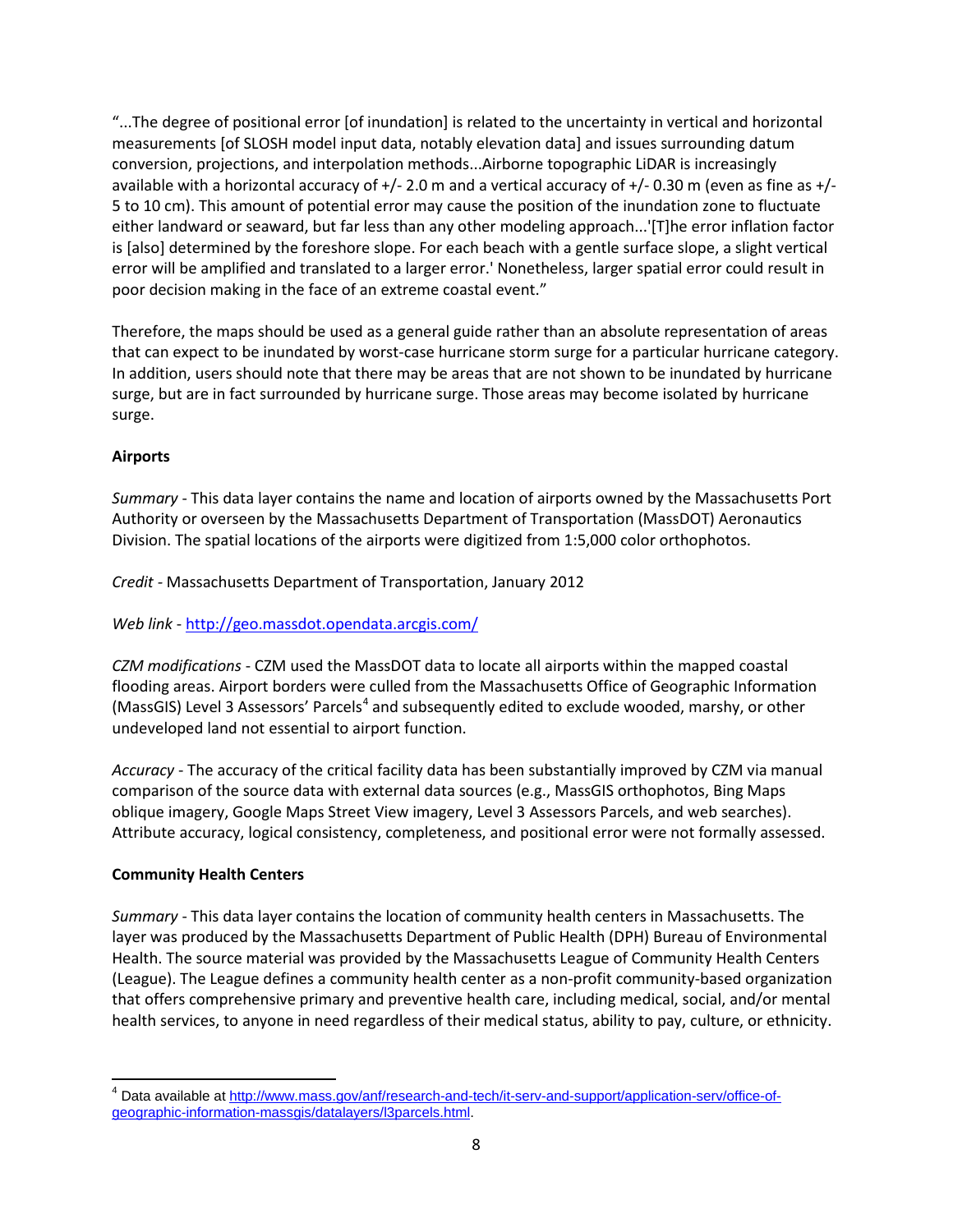"...The degree of positional error [of inundation] is related to the uncertainty in vertical and horizontal measurements [of SLOSH model input data, notably elevation data] and issues surrounding datum conversion, projections, and interpolation methods...Airborne topographic LiDAR is increasingly available with a horizontal accuracy of +/- 2.0 m and a vertical accuracy of +/- 0.30 m (even as fine as +/- 5 to 10 cm). This amount of potential error may cause the position of the inundation zone to fluctuate either landward or seaward, but far less than any other modeling approach...'[T]he error inflation factor is [also] determined by the foreshore slope. For each beach with a gentle surface slope, a slight vertical error will be amplified and translated to a larger error.' Nonetheless, larger spatial error could result in poor decision making in the face of an extreme coastal event."

Therefore, the maps should be used as a general guide rather than an absolute representation of areas that can expect to be inundated by worst-case hurricane storm surge for a particular hurricane category. In addition, users should note that there may be areas that are not shown to be inundated by hurricane surge, but are in fact surrounded by hurricane surge. Those areas may become isolated by hurricane surge.

**Airports**

*Summary* - This data layer contains the name and location of airports owned by the Massachusetts Port Authority or overseen by the Massachusetts Department of Transportation (MassDOT) Aeronautics Division. The spatial locations of the airports were digitized from 1:5,000 color orthophotos.

*Credit* - Massachusetts Department of Transportation, January 2012

*Web link* - http://geo.massdot.opendata.arcgis.com/

*CZM modifications* - CZM used the MassDOT data to locate all airports within the mapped coastal flooding areas. Airport borders were culled from the Massachusetts Office of Geographic Information (MassGIS) Level 3 Assessors' Parcels[4] and subsequently edited to exclude wooded, marshy, or other undeveloped land not essential to airport function.

*Accuracy* - The accuracy of the critical facility data has been substantially improved by CZM via manual comparison of the source data with external data sources (e.g., MassGIS orthophotos, Bing Maps oblique imagery, Google Maps Street View imagery, Level 3 Assessors Parcels, and web searches). Attribute accuracy, logical consistency, completeness, and positional error were not formally assessed.

**Community Health Centers**

*Summary* - This data layer contains the location of community health centers in Massachusetts. The layer was produced by the Massachusetts Department of Public Health (DPH) Bureau of Environmental Health. The source material was provided by the Massachusetts League of Community Health Centers (League). The League defines a community health center as a non-profit community-based organization that offers comprehensive primary and preventive health care, including medical, social, and/or mental health services, to anyone in need regardless of their medical status, ability to pay, culture, or ethnicity.

[4] Data available at http://www.mass.gov/anf/research-and-tech/it-serv-and-support/application-serv/office-of-geographic-information-massgis/datalayers/l3parcels.html.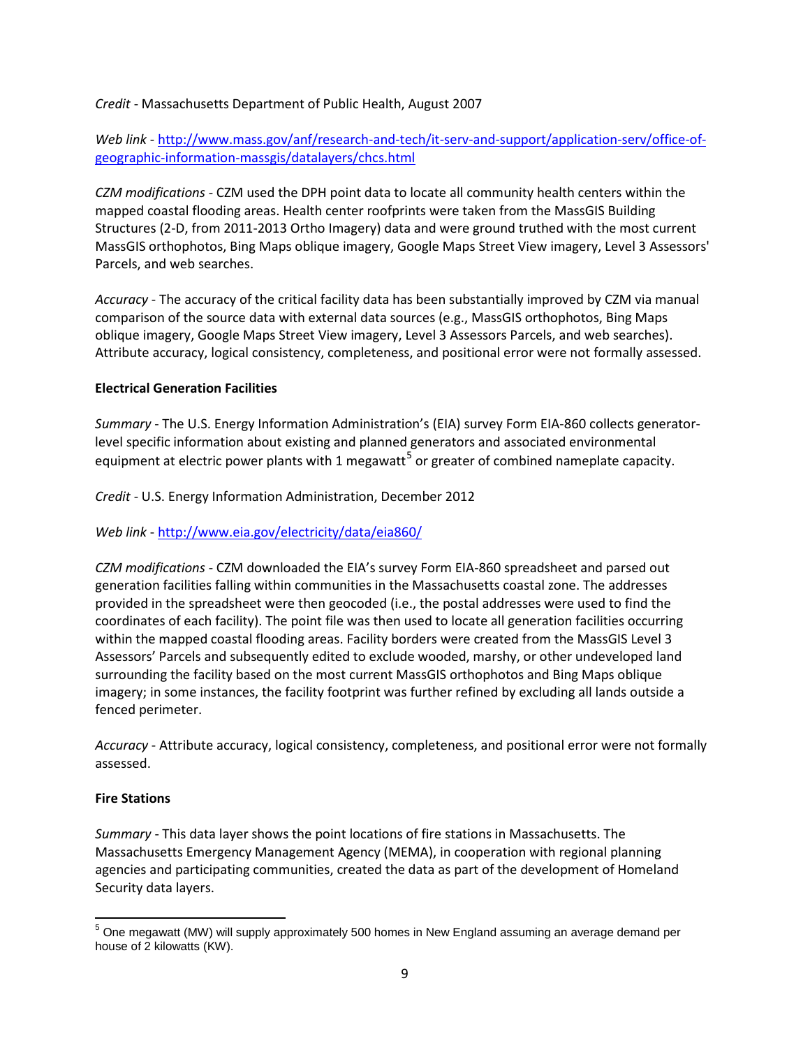*Credit* - Massachusetts Department of Public Health, August 2007

*Web link* - http://www.mass.gov/anf/research-and-tech/it-serv-and-support/application-serv/office-of-geographic-information-massgis/datalayers/chcs.html

*CZM modifications* - CZM used the DPH point data to locate all community health centers within the mapped coastal flooding areas. Health center roofprints were taken from the MassGIS Building Structures (2-D, from 2011-2013 Ortho Imagery) data and were ground truthed with the most current MassGIS orthophotos, Bing Maps oblique imagery, Google Maps Street View imagery, Level 3 Assessors' Parcels, and web searches.

*Accuracy* - The accuracy of the critical facility data has been substantially improved by CZM via manual comparison of the source data with external data sources (e.g., MassGIS orthophotos, Bing Maps oblique imagery, Google Maps Street View imagery, Level 3 Assessors Parcels, and web searches). Attribute accuracy, logical consistency, completeness, and positional error were not formally assessed.

**Electrical Generation Facilities**

*Summary* - The U.S. Energy Information Administration's (EIA) survey Form EIA-860 collects generator-level specific information about existing and planned generators and associated environmental equipment at electric power plants with 1 megawatt[5] or greater of combined nameplate capacity.

*Credit* - U.S. Energy Information Administration, December 2012

*Web link* - http://www.eia.gov/electricity/data/eia860/

*CZM modifications* - CZM downloaded the EIA's survey Form EIA-860 spreadsheet and parsed out generation facilities falling within communities in the Massachusetts coastal zone. The addresses provided in the spreadsheet were then geocoded (i.e., the postal addresses were used to find the coordinates of each facility). The point file was then used to locate all generation facilities occurring within the mapped coastal flooding areas. Facility borders were created from the MassGIS Level 3 Assessors' Parcels and subsequently edited to exclude wooded, marshy, or other undeveloped land surrounding the facility based on the most current MassGIS orthophotos and Bing Maps oblique imagery; in some instances, the facility footprint was further refined by excluding all lands outside a fenced perimeter.

*Accuracy* - Attribute accuracy, logical consistency, completeness, and positional error were not formally assessed.

**Fire Stations**

*Summary* - This data layer shows the point locations of fire stations in Massachusetts. The Massachusetts Emergency Management Agency (MEMA), in cooperation with regional planning agencies and participating communities, created the data as part of the development of Homeland Security data layers.

[5] One megawatt (MW) will supply approximately 500 homes in New England assuming an average demand per house of 2 kilowatts (KW).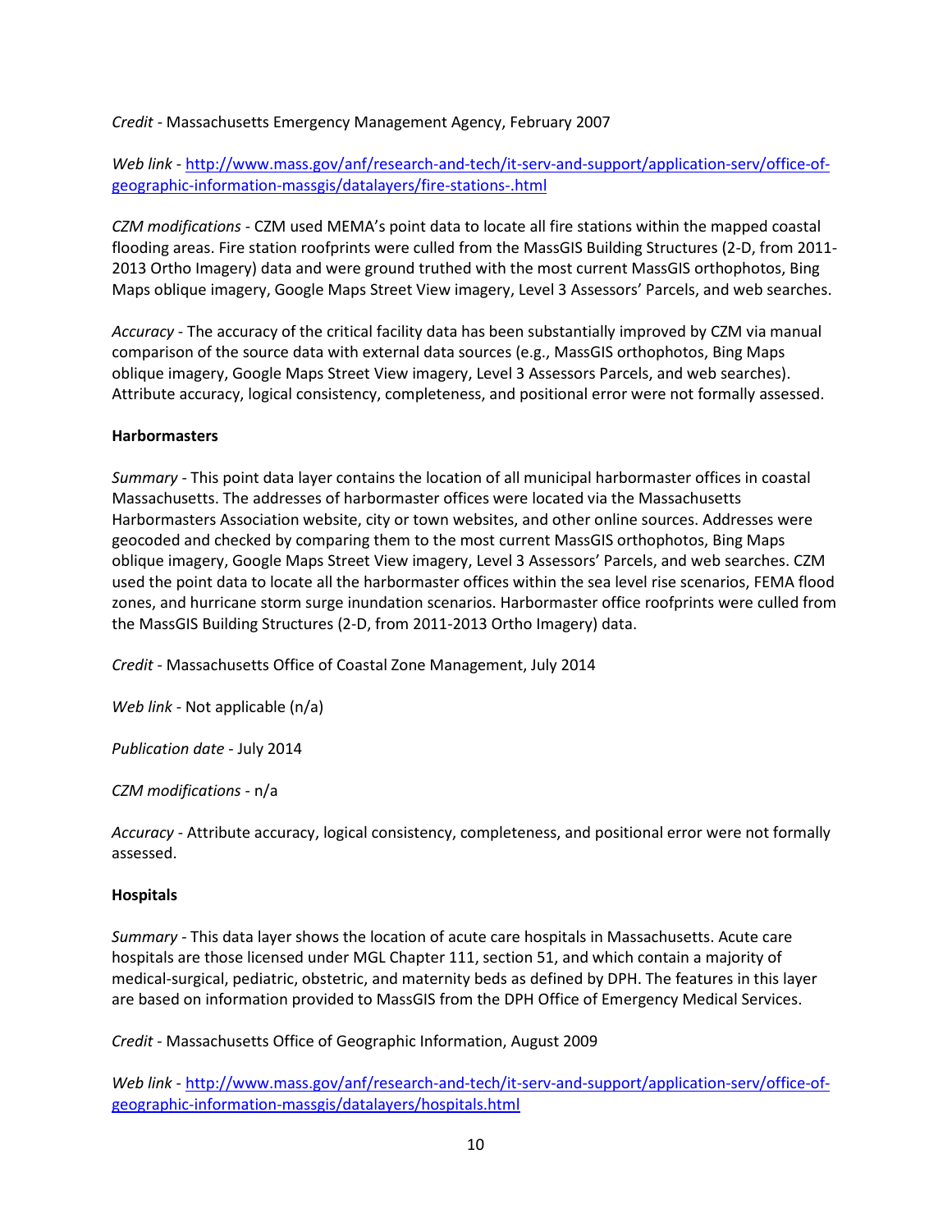*Credit* - Massachusetts Emergency Management Agency, February 2007

*Web link* - [http://www.mass.gov/anf/research-and-tech/it-serv-and-support/application-serv/office-of-geographic-information-massgis/datalayers/fire-stations-.html](http://www.mass.gov/anf/research-and-tech/it-serv-and-support/application-serv/office-of-geographic-information-massgis/datalayers/fire-stations-.html)

*CZM modifications* - CZM used MEMA's point data to locate all fire stations within the mapped coastal flooding areas. Fire station roofprints were culled from the MassGIS Building Structures (2-D, from 2011-2013 Ortho Imagery) data and were ground truthed with the most current MassGIS orthophotos, Bing Maps oblique imagery, Google Maps Street View imagery, Level 3 Assessors' Parcels, and web searches.

*Accuracy* - The accuracy of the critical facility data has been substantially improved by CZM via manual comparison of the source data with external data sources (e.g., MassGIS orthophotos, Bing Maps oblique imagery, Google Maps Street View imagery, Level 3 Assessors Parcels, and web searches). Attribute accuracy, logical consistency, completeness, and positional error were not formally assessed.

**Harbormasters**

*Summary* - This point data layer contains the location of all municipal harbormaster offices in coastal Massachusetts. The addresses of harbormaster offices were located via the Massachusetts Harbormasters Association website, city or town websites, and other online sources. Addresses were geocoded and checked by comparing them to the most current MassGIS orthophotos, Bing Maps oblique imagery, Google Maps Street View imagery, Level 3 Assessors' Parcels, and web searches. CZM used the point data to locate all the harbormaster offices within the sea level rise scenarios, FEMA flood zones, and hurricane storm surge inundation scenarios. Harbormaster office roofprints were culled from the MassGIS Building Structures (2-D, from 2011-2013 Ortho Imagery) data.

*Credit* - Massachusetts Office of Coastal Zone Management, July 2014

*Web link* - Not applicable (n/a)

*Publication date* - July 2014

*CZM modifications* - n/a

*Accuracy* - Attribute accuracy, logical consistency, completeness, and positional error were not formally assessed.

**Hospitals**

*Summary* - This data layer shows the location of acute care hospitals in Massachusetts. Acute care hospitals are those licensed under MGL Chapter 111, section 51, and which contain a majority of medical-surgical, pediatric, obstetric, and maternity beds as defined by DPH. The features in this layer are based on information provided to MassGIS from the DPH Office of Emergency Medical Services.

*Credit* - Massachusetts Office of Geographic Information, August 2009

*Web link* - [http://www.mass.gov/anf/research-and-tech/it-serv-and-support/application-serv/office-of-geographic-information-massgis/datalayers/hospitals.html](http://www.mass.gov/anf/research-and-tech/it-serv-and-support/application-serv/office-of-geographic-information-massgis/datalayers/hospitals.html)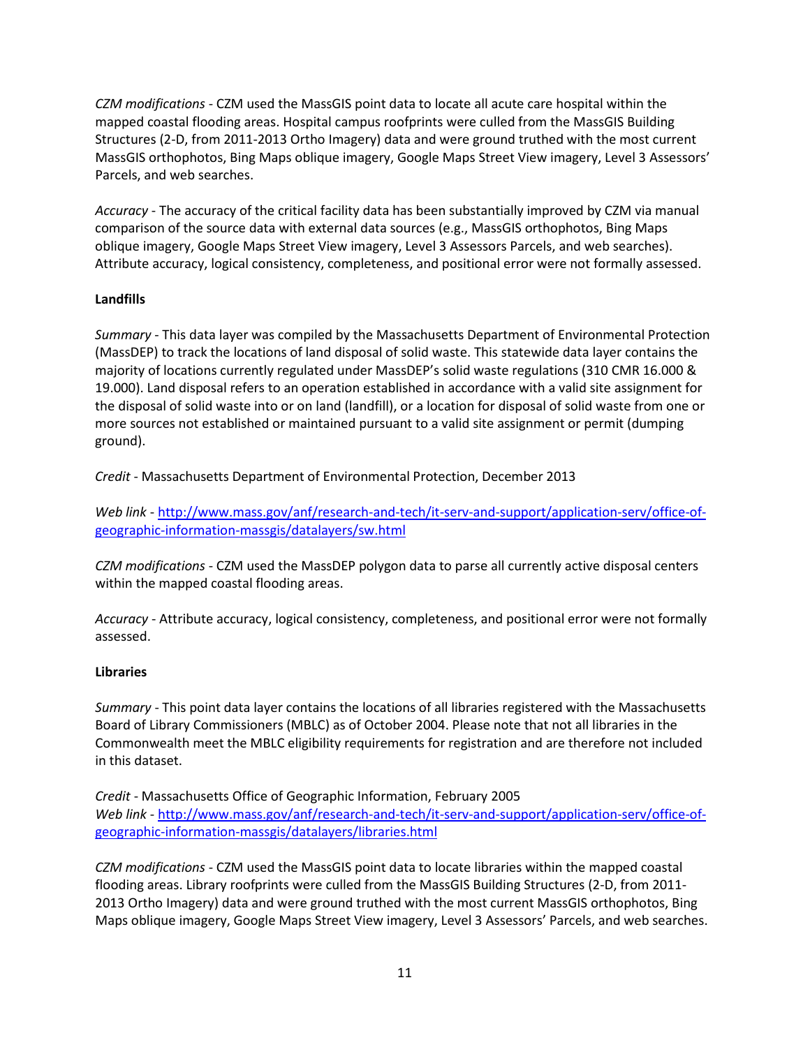*CZM modifications* - CZM used the MassGIS point data to locate all acute care hospital within the mapped coastal flooding areas. Hospital campus roofprints were culled from the MassGIS Building Structures (2-D, from 2011-2013 Ortho Imagery) data and were ground truthed with the most current MassGIS orthophotos, Bing Maps oblique imagery, Google Maps Street View imagery, Level 3 Assessors' Parcels, and web searches.

*Accuracy* - The accuracy of the critical facility data has been substantially improved by CZM via manual comparison of the source data with external data sources (e.g., MassGIS orthophotos, Bing Maps oblique imagery, Google Maps Street View imagery, Level 3 Assessors Parcels, and web searches). Attribute accuracy, logical consistency, completeness, and positional error were not formally assessed.

**Landfills**

*Summary* - This data layer was compiled by the Massachusetts Department of Environmental Protection (MassDEP) to track the locations of land disposal of solid waste. This statewide data layer contains the majority of locations currently regulated under MassDEP's solid waste regulations (310 CMR 16.000 & 19.000). Land disposal refers to an operation established in accordance with a valid site assignment for the disposal of solid waste into or on land (landfill), or a location for disposal of solid waste from one or more sources not established or maintained pursuant to a valid site assignment or permit (dumping ground).

*Credit* - Massachusetts Department of Environmental Protection, December 2013

*Web link* - [http://www.mass.gov/anf/research-and-tech/it-serv-and-support/application-serv/office-of-geographic-information-massgis/datalayers/sw.html](http://www.mass.gov/anf/research-and-tech/it-serv-and-support/application-serv/office-of-geographic-information-massgis/datalayers/sw.html)

*CZM modifications* - CZM used the MassDEP polygon data to parse all currently active disposal centers within the mapped coastal flooding areas.

*Accuracy* - Attribute accuracy, logical consistency, completeness, and positional error were not formally assessed.

**Libraries**

*Summary* - This point data layer contains the locations of all libraries registered with the Massachusetts Board of Library Commissioners (MBLC) as of October 2004. Please note that not all libraries in the Commonwealth meet the MBLC eligibility requirements for registration and are therefore not included in this dataset.

*Credit* - Massachusetts Office of Geographic Information, February 2005
*Web link* - [http://www.mass.gov/anf/research-and-tech/it-serv-and-support/application-serv/office-of-geographic-information-massgis/datalayers/libraries.html](http://www.mass.gov/anf/research-and-tech/it-serv-and-support/application-serv/office-of-geographic-information-massgis/datalayers/libraries.html)

*CZM modifications* - CZM used the MassGIS point data to locate libraries within the mapped coastal flooding areas. Library roofprints were culled from the MassGIS Building Structures (2-D, from 2011-2013 Ortho Imagery) data and were ground truthed with the most current MassGIS orthophotos, Bing Maps oblique imagery, Google Maps Street View imagery, Level 3 Assessors' Parcels, and web searches.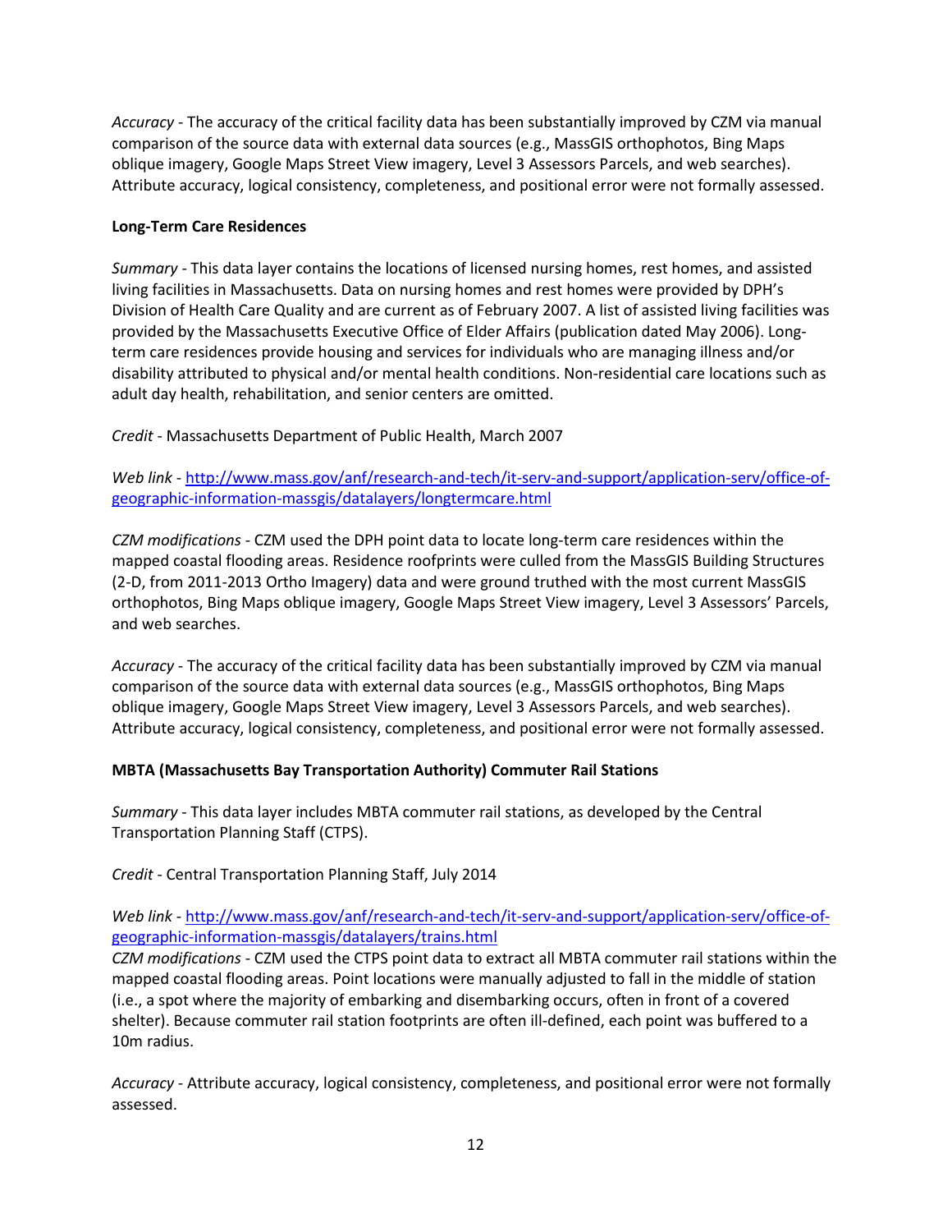*Accuracy* - The accuracy of the critical facility data has been substantially improved by CZM via manual comparison of the source data with external data sources (e.g., MassGIS orthophotos, Bing Maps oblique imagery, Google Maps Street View imagery, Level 3 Assessors Parcels, and web searches). Attribute accuracy, logical consistency, completeness, and positional error were not formally assessed.

**Long-Term Care Residences**

*Summary* - This data layer contains the locations of licensed nursing homes, rest homes, and assisted living facilities in Massachusetts. Data on nursing homes and rest homes were provided by DPH's Division of Health Care Quality and are current as of February 2007. A list of assisted living facilities was provided by the Massachusetts Executive Office of Elder Affairs (publication dated May 2006). Long-term care residences provide housing and services for individuals who are managing illness and/or disability attributed to physical and/or mental health conditions. Non-residential care locations such as adult day health, rehabilitation, and senior centers are omitted.

*Credit* - Massachusetts Department of Public Health, March 2007

*Web link* - [http://www.mass.gov/anf/research-and-tech/it-serv-and-support/application-serv/office-of-geographic-information-massgis/datalayers/longtermcare.html](http://www.mass.gov/anf/research-and-tech/it-serv-and-support/application-serv/office-of-geographic-information-massgis/datalayers/longtermcare.html)

*CZM modifications* - CZM used the DPH point data to locate long-term care residences within the mapped coastal flooding areas. Residence roofprints were culled from the MassGIS Building Structures (2-D, from 2011-2013 Ortho Imagery) data and were ground truthed with the most current MassGIS orthophotos, Bing Maps oblique imagery, Google Maps Street View imagery, Level 3 Assessors' Parcels, and web searches.

*Accuracy* - The accuracy of the critical facility data has been substantially improved by CZM via manual comparison of the source data with external data sources (e.g., MassGIS orthophotos, Bing Maps oblique imagery, Google Maps Street View imagery, Level 3 Assessors Parcels, and web searches). Attribute accuracy, logical consistency, completeness, and positional error were not formally assessed.

**MBTA (Massachusetts Bay Transportation Authority) Commuter Rail Stations**

*Summary* - This data layer includes MBTA commuter rail stations, as developed by the Central Transportation Planning Staff (CTPS).

*Credit* - Central Transportation Planning Staff, July 2014

*Web link* - [http://www.mass.gov/anf/research-and-tech/it-serv-and-support/application-serv/office-of-geographic-information-massgis/datalayers/trains.html](http://www.mass.gov/anf/research-and-tech/it-serv-and-support/application-serv/office-of-geographic-information-massgis/datalayers/trains.html)

*CZM modifications* - CZM used the CTPS point data to extract all MBTA commuter rail stations within the mapped coastal flooding areas. Point locations were manually adjusted to fall in the middle of station (i.e., a spot where the majority of embarking and disembarking occurs, often in front of a covered shelter). Because commuter rail station footprints are often ill-defined, each point was buffered to a 10m radius.

*Accuracy* - Attribute accuracy, logical consistency, completeness, and positional error were not formally assessed.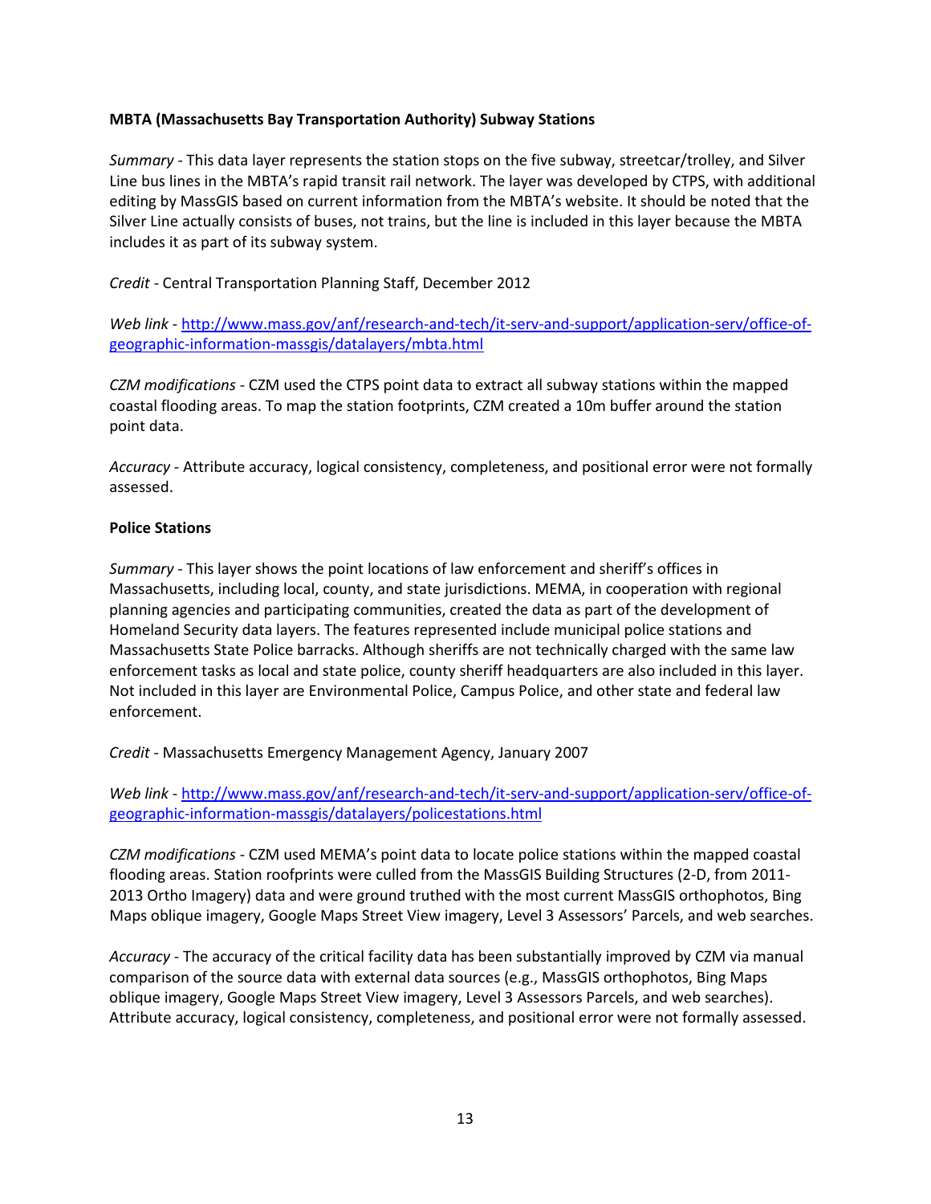**MBTA (Massachusetts Bay Transportation Authority) Subway Stations**

*Summary* - This data layer represents the station stops on the five subway, streetcar/trolley, and Silver Line bus lines in the MBTA's rapid transit rail network. The layer was developed by CTPS, with additional editing by MassGIS based on current information from the MBTA's website. It should be noted that the Silver Line actually consists of buses, not trains, but the line is included in this layer because the MBTA includes it as part of its subway system.

*Credit* - Central Transportation Planning Staff, December 2012

*Web link* - [http://www.mass.gov/anf/research-and-tech/it-serv-and-support/application-serv/office-of-geographic-information-massgis/datalayers/mbta.html](http://www.mass.gov/anf/research-and-tech/it-serv-and-support/application-serv/office-of-geographic-information-massgis/datalayers/mbta.html)

*CZM modifications* - CZM used the CTPS point data to extract all subway stations within the mapped coastal flooding areas. To map the station footprints, CZM created a 10m buffer around the station point data.

*Accuracy* - Attribute accuracy, logical consistency, completeness, and positional error were not formally assessed.

**Police Stations**

*Summary* - This layer shows the point locations of law enforcement and sheriff's offices in Massachusetts, including local, county, and state jurisdictions. MEMA, in cooperation with regional planning agencies and participating communities, created the data as part of the development of Homeland Security data layers. The features represented include municipal police stations and Massachusetts State Police barracks. Although sheriffs are not technically charged with the same law enforcement tasks as local and state police, county sheriff headquarters are also included in this layer. Not included in this layer are Environmental Police, Campus Police, and other state and federal law enforcement.

*Credit* - Massachusetts Emergency Management Agency, January 2007

*Web link* - [http://www.mass.gov/anf/research-and-tech/it-serv-and-support/application-serv/office-of-geographic-information-massgis/datalayers/policestations.html](http://www.mass.gov/anf/research-and-tech/it-serv-and-support/application-serv/office-of-geographic-information-massgis/datalayers/policestations.html)

*CZM modifications* - CZM used MEMA's point data to locate police stations within the mapped coastal flooding areas. Station roofprints were culled from the MassGIS Building Structures (2-D, from 2011-2013 Ortho Imagery) data and were ground truthed with the most current MassGIS orthophotos, Bing Maps oblique imagery, Google Maps Street View imagery, Level 3 Assessors' Parcels, and web searches.

*Accuracy* - The accuracy of the critical facility data has been substantially improved by CZM via manual comparison of the source data with external data sources (e.g., MassGIS orthophotos, Bing Maps oblique imagery, Google Maps Street View imagery, Level 3 Assessors Parcels, and web searches). Attribute accuracy, logical consistency, completeness, and positional error were not formally assessed.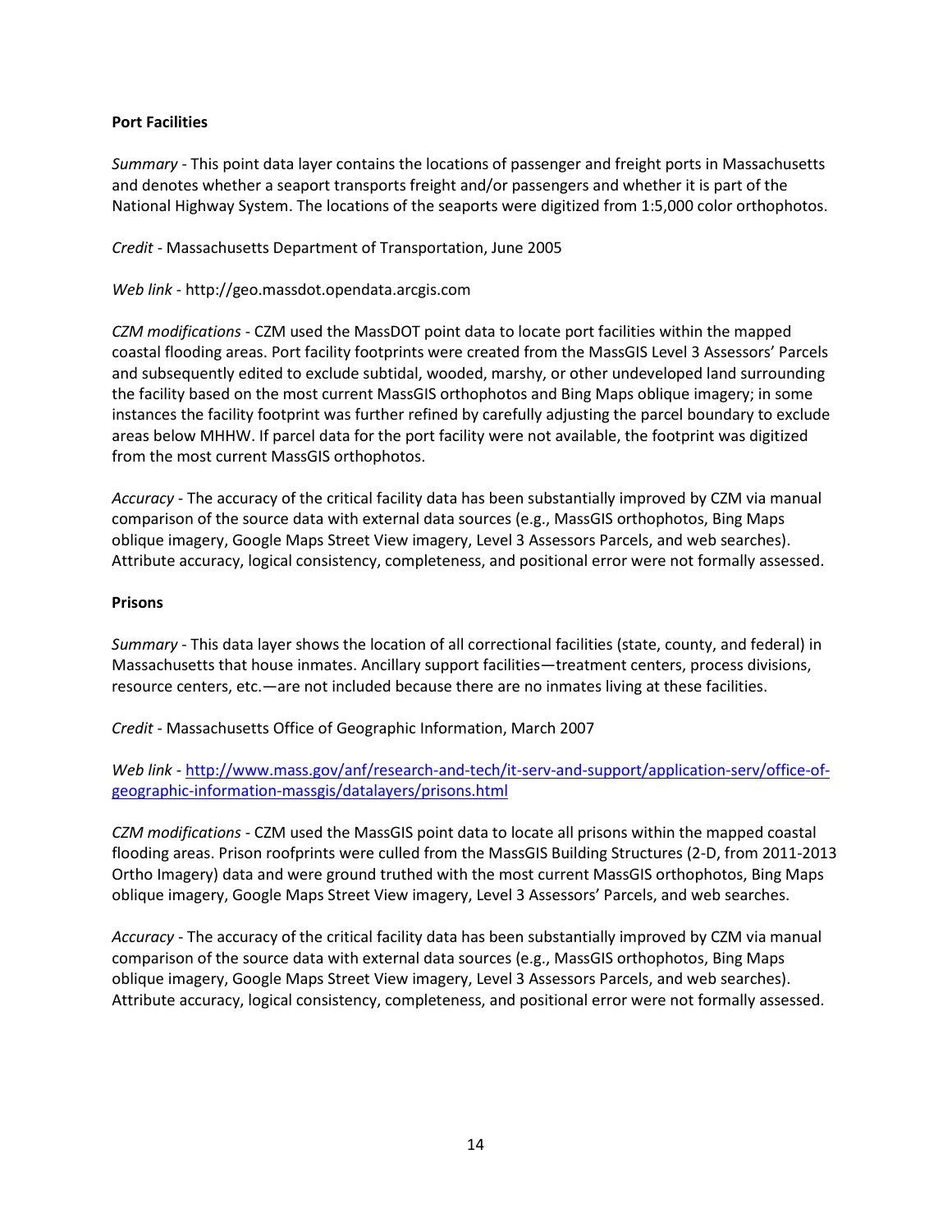**Port Facilities**

*Summary* - This point data layer contains the locations of passenger and freight ports in Massachusetts and denotes whether a seaport transports freight and/or passengers and whether it is part of the National Highway System. The locations of the seaports were digitized from 1:5,000 color orthophotos.

*Credit* - Massachusetts Department of Transportation, June 2005

*Web link* - http://geo.massdot.opendata.arcgis.com

*CZM modifications* - CZM used the MassDOT point data to locate port facilities within the mapped coastal flooding areas. Port facility footprints were created from the MassGIS Level 3 Assessors' Parcels and subsequently edited to exclude subtidal, wooded, marshy, or other undeveloped land surrounding the facility based on the most current MassGIS orthophotos and Bing Maps oblique imagery; in some instances the facility footprint was further refined by carefully adjusting the parcel boundary to exclude areas below MHHW. If parcel data for the port facility were not available, the footprint was digitized from the most current MassGIS orthophotos.

*Accuracy* - The accuracy of the critical facility data has been substantially improved by CZM via manual comparison of the source data with external data sources (e.g., MassGIS orthophotos, Bing Maps oblique imagery, Google Maps Street View imagery, Level 3 Assessors Parcels, and web searches). Attribute accuracy, logical consistency, completeness, and positional error were not formally assessed.

**Prisons**

*Summary* - This data layer shows the location of all correctional facilities (state, county, and federal) in Massachusetts that house inmates. Ancillary support facilities—treatment centers, process divisions, resource centers, etc.—are not included because there are no inmates living at these facilities.

*Credit* - Massachusetts Office of Geographic Information, March 2007

*Web link* - http://www.mass.gov/anf/research-and-tech/it-serv-and-support/application-serv/office-of-geographic-information-massgis/datalayers/prisons.html

*CZM modifications* - CZM used the MassGIS point data to locate all prisons within the mapped coastal flooding areas. Prison roofprints were culled from the MassGIS Building Structures (2-D, from 2011-2013 Ortho Imagery) data and were ground truthed with the most current MassGIS orthophotos, Bing Maps oblique imagery, Google Maps Street View imagery, Level 3 Assessors' Parcels, and web searches.

*Accuracy* - The accuracy of the critical facility data has been substantially improved by CZM via manual comparison of the source data with external data sources (e.g., MassGIS orthophotos, Bing Maps oblique imagery, Google Maps Street View imagery, Level 3 Assessors Parcels, and web searches). Attribute accuracy, logical consistency, completeness, and positional error were not formally assessed.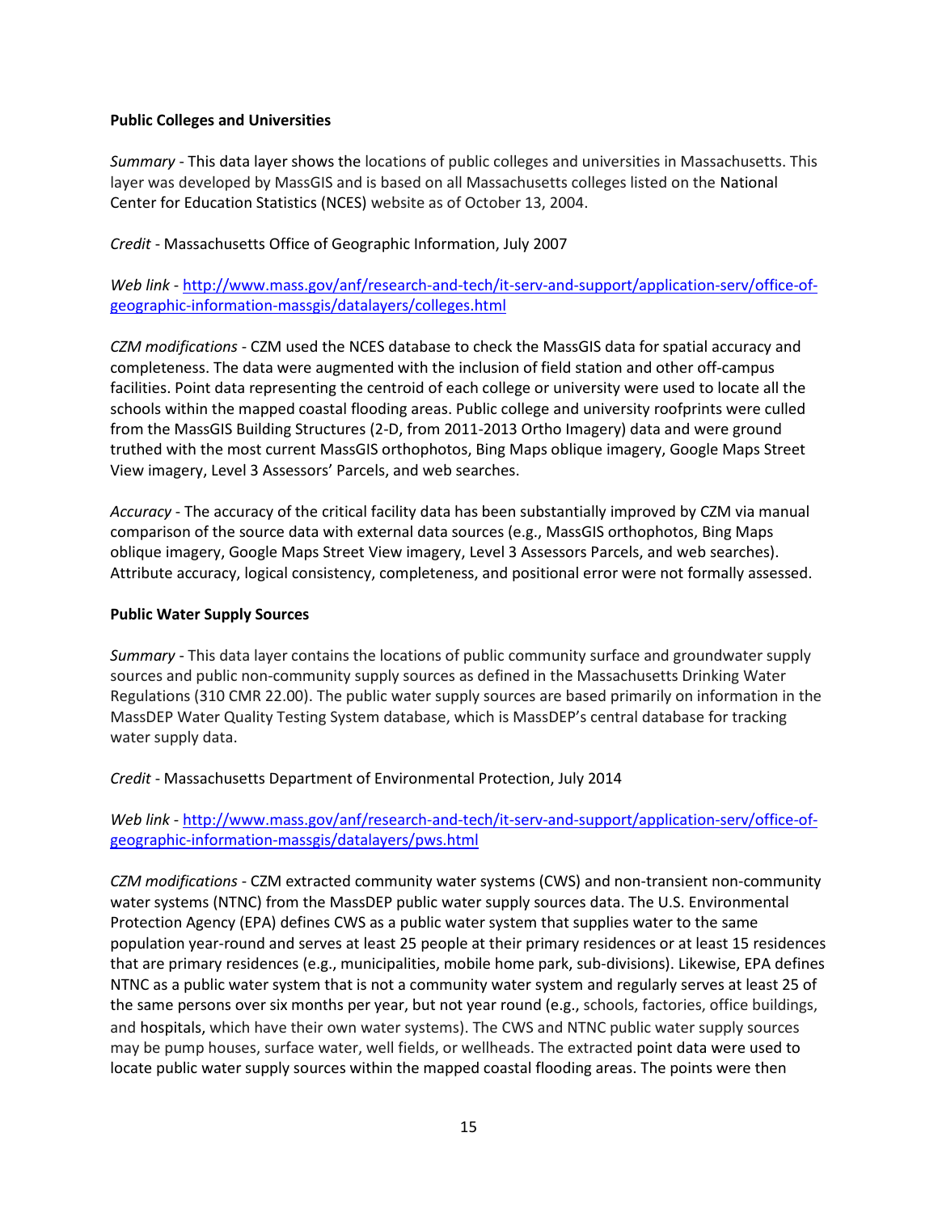**Public Colleges and Universities**

*Summary* - This data layer shows the locations of public colleges and universities in Massachusetts. This layer was developed by MassGIS and is based on all Massachusetts colleges listed on the National Center for Education Statistics (NCES) website as of October 13, 2004.

*Credit* - Massachusetts Office of Geographic Information, July 2007

*Web link* - [http://www.mass.gov/anf/research-and-tech/it-serv-and-support/application-serv/office-of-geographic-information-massgis/datalayers/colleges.html](http://www.mass.gov/anf/research-and-tech/it-serv-and-support/application-serv/office-of-geographic-information-massgis/datalayers/colleges.html)

*CZM modifications* - CZM used the NCES database to check the MassGIS data for spatial accuracy and completeness. The data were augmented with the inclusion of field station and other off-campus facilities. Point data representing the centroid of each college or university were used to locate all the schools within the mapped coastal flooding areas. Public college and university roofprints were culled from the MassGIS Building Structures (2-D, from 2011-2013 Ortho Imagery) data and were ground truthed with the most current MassGIS orthophotos, Bing Maps oblique imagery, Google Maps Street View imagery, Level 3 Assessors' Parcels, and web searches.

*Accuracy* - The accuracy of the critical facility data has been substantially improved by CZM via manual comparison of the source data with external data sources (e.g., MassGIS orthophotos, Bing Maps oblique imagery, Google Maps Street View imagery, Level 3 Assessors Parcels, and web searches). Attribute accuracy, logical consistency, completeness, and positional error were not formally assessed.

**Public Water Supply Sources**

*Summary* - This data layer contains the locations of public community surface and groundwater supply sources and public non-community supply sources as defined in the Massachusetts Drinking Water Regulations (310 CMR 22.00). The public water supply sources are based primarily on information in the MassDEP Water Quality Testing System database, which is MassDEP's central database for tracking water supply data.

*Credit* - Massachusetts Department of Environmental Protection, July 2014

*Web link* - [http://www.mass.gov/anf/research-and-tech/it-serv-and-support/application-serv/office-of-geographic-information-massgis/datalayers/pws.html](http://www.mass.gov/anf/research-and-tech/it-serv-and-support/application-serv/office-of-geographic-information-massgis/datalayers/pws.html)

*CZM modifications* - CZM extracted community water systems (CWS) and non-transient non-community water systems (NTNC) from the MassDEP public water supply sources data. The U.S. Environmental Protection Agency (EPA) defines CWS as a public water system that supplies water to the same population year-round and serves at least 25 people at their primary residences or at least 15 residences that are primary residences (e.g., municipalities, mobile home park, sub-divisions). Likewise, EPA defines NTNC as a public water system that is not a community water system and regularly serves at least 25 of the same persons over six months per year, but not year round (e.g., schools, factories, office buildings, and hospitals, which have their own water systems). The CWS and NTNC public water supply sources may be pump houses, surface water, well fields, or wellheads. The extracted point data were used to locate public water supply sources within the mapped coastal flooding areas. The points were then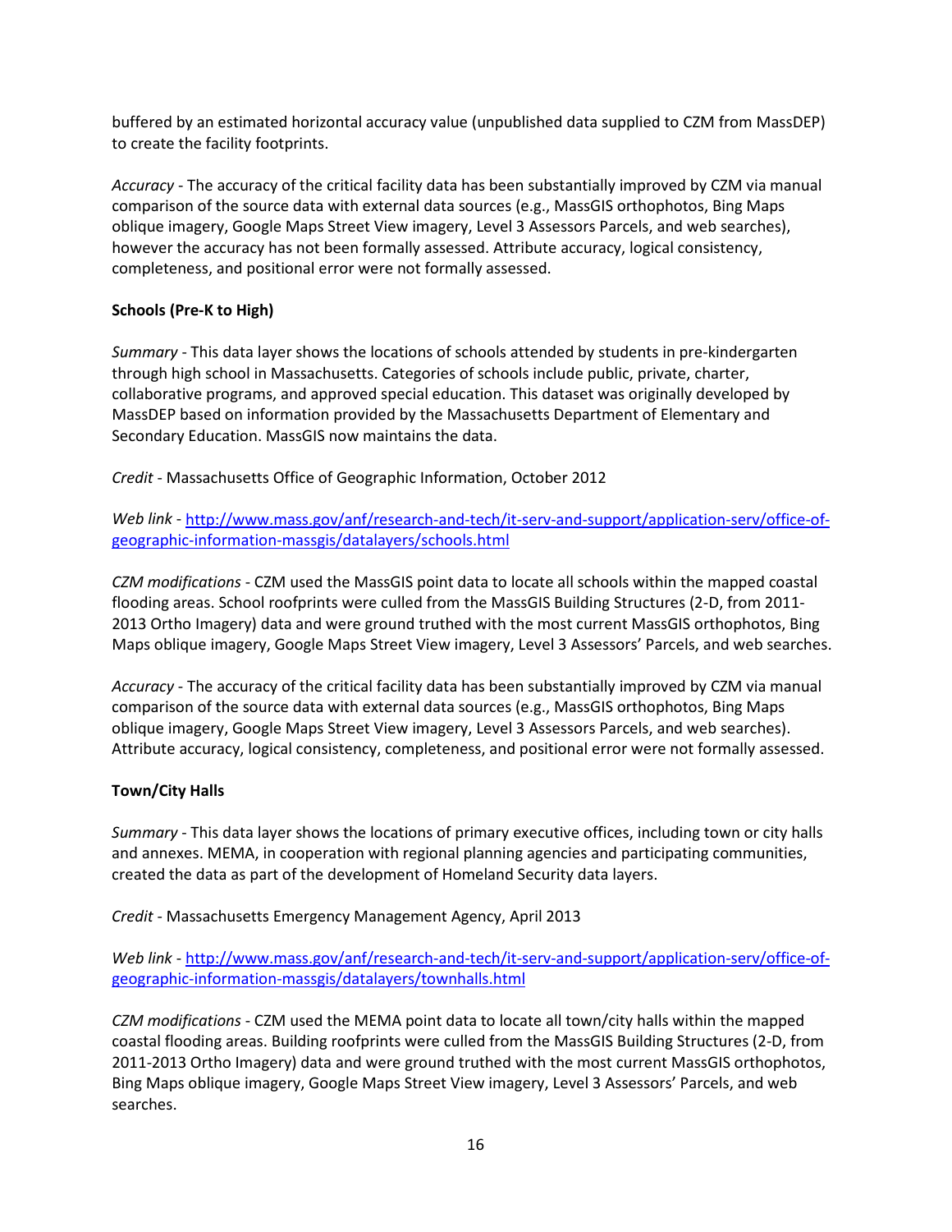buffered by an estimated horizontal accuracy value (unpublished data supplied to CZM from MassDEP) to create the facility footprints.

*Accuracy* - The accuracy of the critical facility data has been substantially improved by CZM via manual comparison of the source data with external data sources (e.g., MassGIS orthophotos, Bing Maps oblique imagery, Google Maps Street View imagery, Level 3 Assessors Parcels, and web searches), however the accuracy has not been formally assessed. Attribute accuracy, logical consistency, completeness, and positional error were not formally assessed.

**Schools (Pre-K to High)**

*Summary* - This data layer shows the locations of schools attended by students in pre-kindergarten through high school in Massachusetts. Categories of schools include public, private, charter, collaborative programs, and approved special education. This dataset was originally developed by MassDEP based on information provided by the Massachusetts Department of Elementary and Secondary Education. MassGIS now maintains the data.

*Credit* - Massachusetts Office of Geographic Information, October 2012

*Web link* - [http://www.mass.gov/anf/research-and-tech/it-serv-and-support/application-serv/office-of-geographic-information-massgis/datalayers/schools.html](http://www.mass.gov/anf/research-and-tech/it-serv-and-support/application-serv/office-of-geographic-information-massgis/datalayers/schools.html)

*CZM modifications* - CZM used the MassGIS point data to locate all schools within the mapped coastal flooding areas. School roofprints were culled from the MassGIS Building Structures (2-D, from 2011-2013 Ortho Imagery) data and were ground truthed with the most current MassGIS orthophotos, Bing Maps oblique imagery, Google Maps Street View imagery, Level 3 Assessors' Parcels, and web searches.

*Accuracy* - The accuracy of the critical facility data has been substantially improved by CZM via manual comparison of the source data with external data sources (e.g., MassGIS orthophotos, Bing Maps oblique imagery, Google Maps Street View imagery, Level 3 Assessors Parcels, and web searches). Attribute accuracy, logical consistency, completeness, and positional error were not formally assessed.

**Town/City Halls**

*Summary* - This data layer shows the locations of primary executive offices, including town or city halls and annexes. MEMA, in cooperation with regional planning agencies and participating communities, created the data as part of the development of Homeland Security data layers.

*Credit* - Massachusetts Emergency Management Agency, April 2013

*Web link* - [http://www.mass.gov/anf/research-and-tech/it-serv-and-support/application-serv/office-of-geographic-information-massgis/datalayers/townhalls.html](http://www.mass.gov/anf/research-and-tech/it-serv-and-support/application-serv/office-of-geographic-information-massgis/datalayers/townhalls.html)

*CZM modifications* - CZM used the MEMA point data to locate all town/city halls within the mapped coastal flooding areas. Building roofprints were culled from the MassGIS Building Structures (2-D, from 2011-2013 Ortho Imagery) data and were ground truthed with the most current MassGIS orthophotos, Bing Maps oblique imagery, Google Maps Street View imagery, Level 3 Assessors' Parcels, and web searches.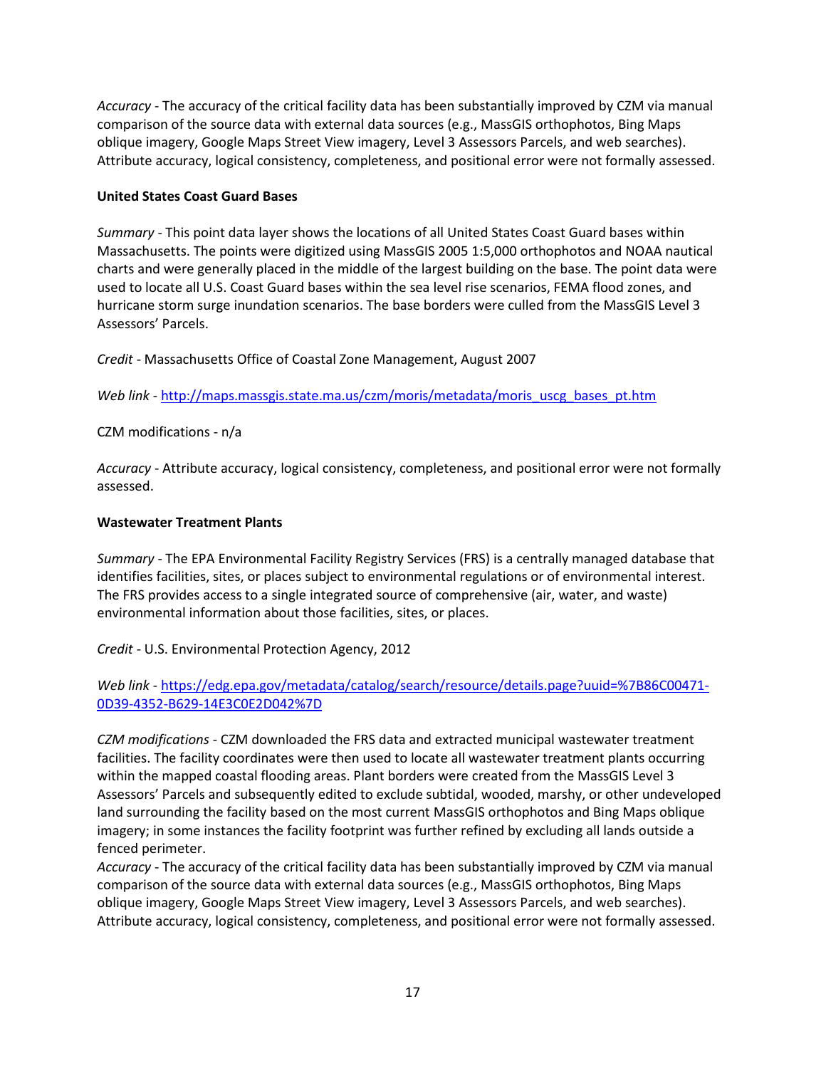*Accuracy* - The accuracy of the critical facility data has been substantially improved by CZM via manual comparison of the source data with external data sources (e.g., MassGIS orthophotos, Bing Maps oblique imagery, Google Maps Street View imagery, Level 3 Assessors Parcels, and web searches). Attribute accuracy, logical consistency, completeness, and positional error were not formally assessed.

**United States Coast Guard Bases**

*Summary* - This point data layer shows the locations of all United States Coast Guard bases within Massachusetts. The points were digitized using MassGIS 2005 1:5,000 orthophotos and NOAA nautical charts and were generally placed in the middle of the largest building on the base. The point data were used to locate all U.S. Coast Guard bases within the sea level rise scenarios, FEMA flood zones, and hurricane storm surge inundation scenarios. The base borders were culled from the MassGIS Level 3 Assessors' Parcels.

*Credit* - Massachusetts Office of Coastal Zone Management, August 2007

*Web link* - http://maps.massgis.state.ma.us/czm/moris/metadata/moris_uscg_bases_pt.htm

CZM modifications - n/a

*Accuracy* - Attribute accuracy, logical consistency, completeness, and positional error were not formally assessed.

**Wastewater Treatment Plants**

*Summary* - The EPA Environmental Facility Registry Services (FRS) is a centrally managed database that identifies facilities, sites, or places subject to environmental regulations or of environmental interest. The FRS provides access to a single integrated source of comprehensive (air, water, and waste) environmental information about those facilities, sites, or places.

*Credit* - U.S. Environmental Protection Agency, 2012

*Web link* - https://edg.epa.gov/metadata/catalog/search/resource/details.page?uuid=%7B86C00471-0D39-4352-B629-14E3C0E2D042%7D

*CZM modifications* - CZM downloaded the FRS data and extracted municipal wastewater treatment facilities. The facility coordinates were then used to locate all wastewater treatment plants occurring within the mapped coastal flooding areas. Plant borders were created from the MassGIS Level 3 Assessors' Parcels and subsequently edited to exclude subtidal, wooded, marshy, or other undeveloped land surrounding the facility based on the most current MassGIS orthophotos and Bing Maps oblique imagery; in some instances the facility footprint was further refined by excluding all lands outside a fenced perimeter.

*Accuracy* - The accuracy of the critical facility data has been substantially improved by CZM via manual comparison of the source data with external data sources (e.g., MassGIS orthophotos, Bing Maps oblique imagery, Google Maps Street View imagery, Level 3 Assessors Parcels, and web searches). Attribute accuracy, logical consistency, completeness, and positional error were not formally assessed.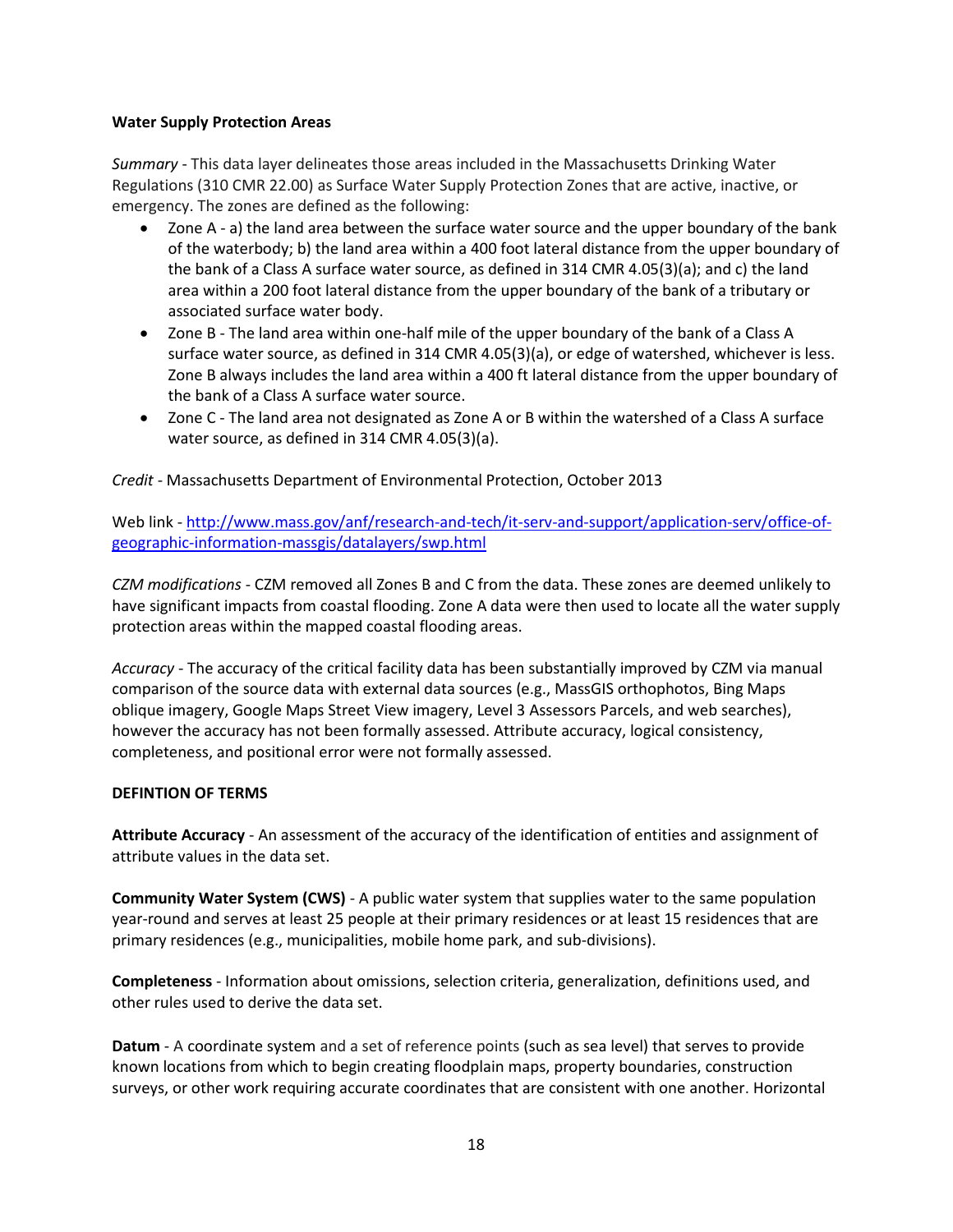**Water Supply Protection Areas**

*Summary* - This data layer delineates those areas included in the Massachusetts Drinking Water Regulations (310 CMR 22.00) as Surface Water Supply Protection Zones that are active, inactive, or emergency. The zones are defined as the following:

- Zone A - a) the land area between the surface water source and the upper boundary of the bank of the waterbody; b) the land area within a 400 foot lateral distance from the upper boundary of the bank of a Class A surface water source, as defined in 314 CMR 4.05(3)(a); and c) the land area within a 200 foot lateral distance from the upper boundary of the bank of a tributary or associated surface water body.
- Zone B - The land area within one-half mile of the upper boundary of the bank of a Class A surface water source, as defined in 314 CMR 4.05(3)(a), or edge of watershed, whichever is less. Zone B always includes the land area within a 400 ft lateral distance from the upper boundary of the bank of a Class A surface water source.
- Zone C - The land area not designated as Zone A or B within the watershed of a Class A surface water source, as defined in 314 CMR 4.05(3)(a).

*Credit* - Massachusetts Department of Environmental Protection, October 2013

Web link - [http://www.mass.gov/anf/research-and-tech/it-serv-and-support/application-serv/office-of-geographic-information-massgis/datalayers/swp.html](http://www.mass.gov/anf/research-and-tech/it-serv-and-support/application-serv/office-of-geographic-information-massgis/datalayers/swp.html)

*CZM modifications* - CZM removed all Zones B and C from the data. These zones are deemed unlikely to have significant impacts from coastal flooding. Zone A data were then used to locate all the water supply protection areas within the mapped coastal flooding areas.

*Accuracy* - The accuracy of the critical facility data has been substantially improved by CZM via manual comparison of the source data with external data sources (e.g., MassGIS orthophotos, Bing Maps oblique imagery, Google Maps Street View imagery, Level 3 Assessors Parcels, and web searches), however the accuracy has not been formally assessed. Attribute accuracy, logical consistency, completeness, and positional error were not formally assessed.

**DEFINTION OF TERMS**

**Attribute Accuracy** - An assessment of the accuracy of the identification of entities and assignment of attribute values in the data set.

**Community Water System (CWS)** - A public water system that supplies water to the same population year-round and serves at least 25 people at their primary residences or at least 15 residences that are primary residences (e.g., municipalities, mobile home park, and sub-divisions).

**Completeness** - Information about omissions, selection criteria, generalization, definitions used, and other rules used to derive the data set.

**Datum** - A coordinate system and a set of reference points (such as sea level) that serves to provide known locations from which to begin creating floodplain maps, property boundaries, construction surveys, or other work requiring accurate coordinates that are consistent with one another. Horizontal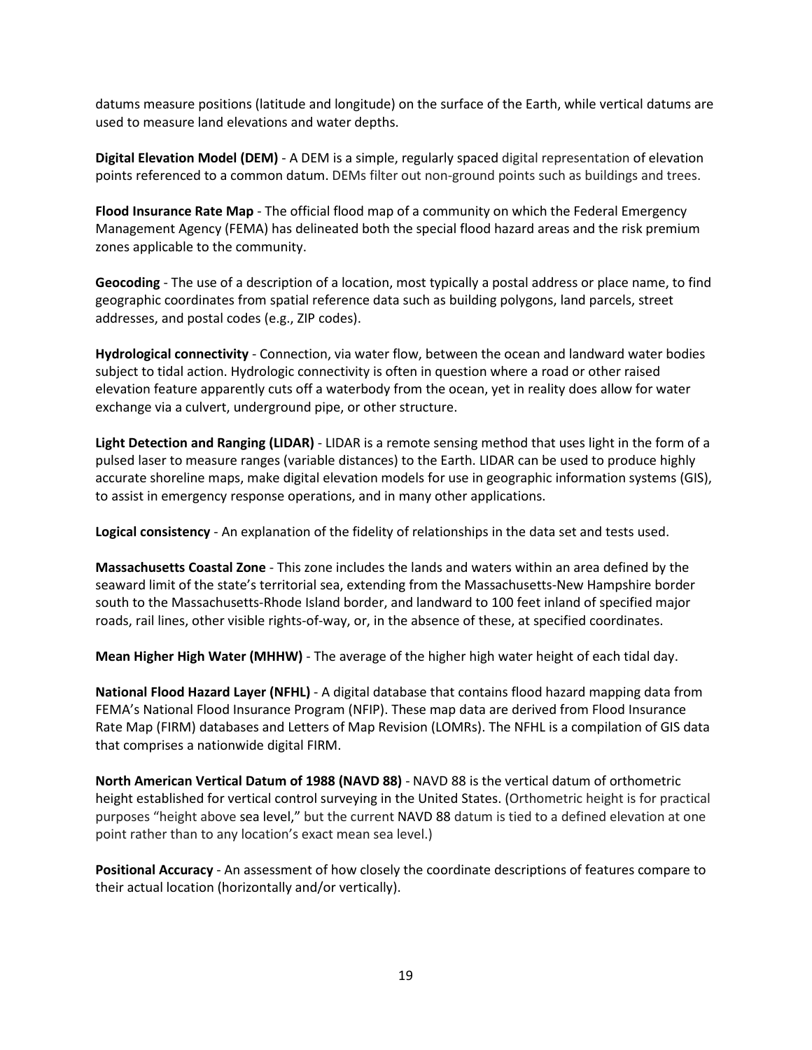datums measure positions (latitude and longitude) on the surface of the Earth, while vertical datums are used to measure land elevations and water depths.

**Digital Elevation Model (DEM)** - A DEM is a simple, regularly spaced digital representation of elevation points referenced to a common datum. DEMs filter out non-ground points such as buildings and trees.

**Flood Insurance Rate Map** - The official flood map of a community on which the Federal Emergency Management Agency (FEMA) has delineated both the special flood hazard areas and the risk premium zones applicable to the community.

**Geocoding** - The use of a description of a location, most typically a postal address or place name, to find geographic coordinates from spatial reference data such as building polygons, land parcels, street addresses, and postal codes (e.g., ZIP codes).

**Hydrological connectivity** - Connection, via water flow, between the ocean and landward water bodies subject to tidal action. Hydrologic connectivity is often in question where a road or other raised elevation feature apparently cuts off a waterbody from the ocean, yet in reality does allow for water exchange via a culvert, underground pipe, or other structure.

**Light Detection and Ranging (LIDAR)** - LIDAR is a remote sensing method that uses light in the form of a pulsed laser to measure ranges (variable distances) to the Earth. LIDAR can be used to produce highly accurate shoreline maps, make digital elevation models for use in geographic information systems (GIS), to assist in emergency response operations, and in many other applications.

**Logical consistency** - An explanation of the fidelity of relationships in the data set and tests used.

**Massachusetts Coastal Zone** - This zone includes the lands and waters within an area defined by the seaward limit of the state's territorial sea, extending from the Massachusetts-New Hampshire border south to the Massachusetts-Rhode Island border, and landward to 100 feet inland of specified major roads, rail lines, other visible rights-of-way, or, in the absence of these, at specified coordinates.

**Mean Higher High Water (MHHW)** - The average of the higher high water height of each tidal day.

**National Flood Hazard Layer (NFHL)** - A digital database that contains flood hazard mapping data from FEMA's National Flood Insurance Program (NFIP). These map data are derived from Flood Insurance Rate Map (FIRM) databases and Letters of Map Revision (LOMRs). The NFHL is a compilation of GIS data that comprises a nationwide digital FIRM.

**North American Vertical Datum of 1988 (NAVD 88)** - NAVD 88 is the vertical datum of orthometric height established for vertical control surveying in the United States. (Orthometric height is for practical purposes "height above sea level," but the current NAVD 88 datum is tied to a defined elevation at one point rather than to any location's exact mean sea level.)

**Positional Accuracy** - An assessment of how closely the coordinate descriptions of features compare to their actual location (horizontally and/or vertically).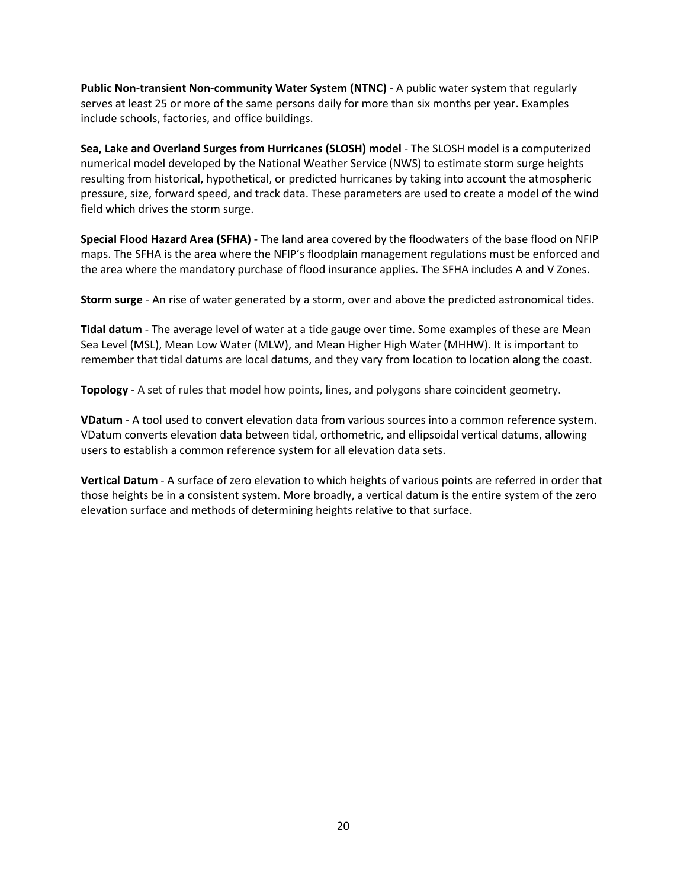**Public Non-transient Non-community Water System (NTNC)** - A public water system that regularly serves at least 25 or more of the same persons daily for more than six months per year. Examples include schools, factories, and office buildings.

**Sea, Lake and Overland Surges from Hurricanes (SLOSH) model** - The SLOSH model is a computerized numerical model developed by the National Weather Service (NWS) to estimate storm surge heights resulting from historical, hypothetical, or predicted hurricanes by taking into account the atmospheric pressure, size, forward speed, and track data. These parameters are used to create a model of the wind field which drives the storm surge.

**Special Flood Hazard Area (SFHA)** - The land area covered by the floodwaters of the base flood on NFIP maps. The SFHA is the area where the NFIP's floodplain management regulations must be enforced and the area where the mandatory purchase of flood insurance applies. The SFHA includes A and V Zones.

**Storm surge** - An rise of water generated by a storm, over and above the predicted astronomical tides.

**Tidal datum** - The average level of water at a tide gauge over time. Some examples of these are Mean Sea Level (MSL), Mean Low Water (MLW), and Mean Higher High Water (MHHW). It is important to remember that tidal datums are local datums, and they vary from location to location along the coast.

**Topology** - A set of rules that model how points, lines, and polygons share coincident geometry.

**VDatum** - A tool used to convert elevation data from various sources into a common reference system. VDatum converts elevation data between tidal, orthometric, and ellipsoidal vertical datums, allowing users to establish a common reference system for all elevation data sets.

**Vertical Datum** - A surface of zero elevation to which heights of various points are referred in order that those heights be in a consistent system. More broadly, a vertical datum is the entire system of the zero elevation surface and methods of determining heights relative to that surface.